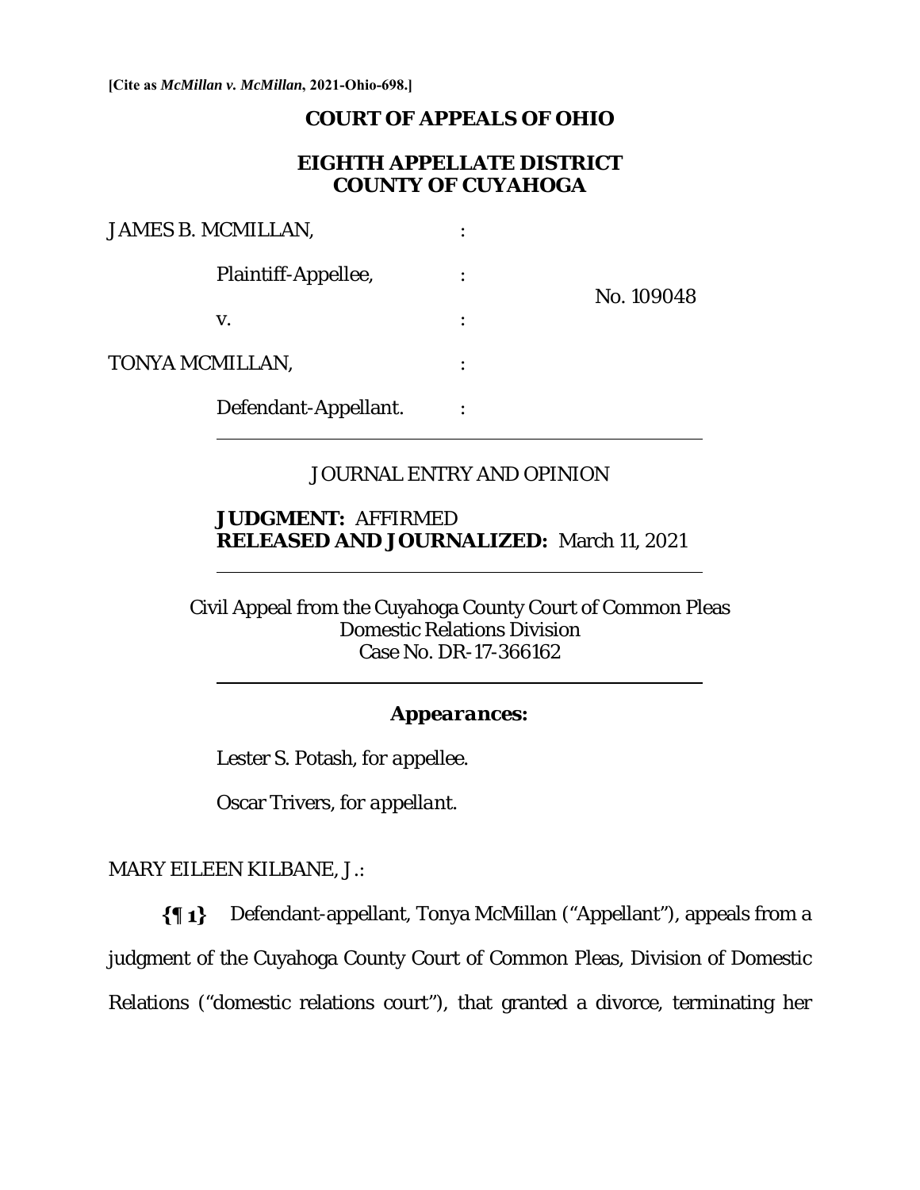**[Cite as *McMillan v. McMillan*, 2021-Ohio-698.]**

# COURT OF APPEALS OF OHIO

## EIGHTH APPELLATE DISTRICT COUNTY OF CUYAHOGA

JAMES B. MCMILLAN, :

Plaintiff-Appellee, :

No. 109048

v. :

TONYA MCMILLAN, :

Defendant-Appellant. :

---

JOURNAL ENTRY AND OPINION

**JUDGMENT:** AFFIRMED
**RELEASED AND JOURNALIZED:** March 11, 2021

---

Civil Appeal from the Cuyahoga County Court of Common Pleas
Domestic Relations Division
Case No. DR-17-366162

---

***Appearances:***

Lester S. Potash, *for appellee.*

Oscar Trivers, *for appellant.*

MARY EILEEN KILBANE, J.:

**{¶ 1}** Defendant-appellant, Tonya McMillan ("Appellant"), appeals from a judgment of the Cuyahoga County Court of Common Pleas, Division of Domestic Relations ("domestic relations court"), that granted a divorce, terminating her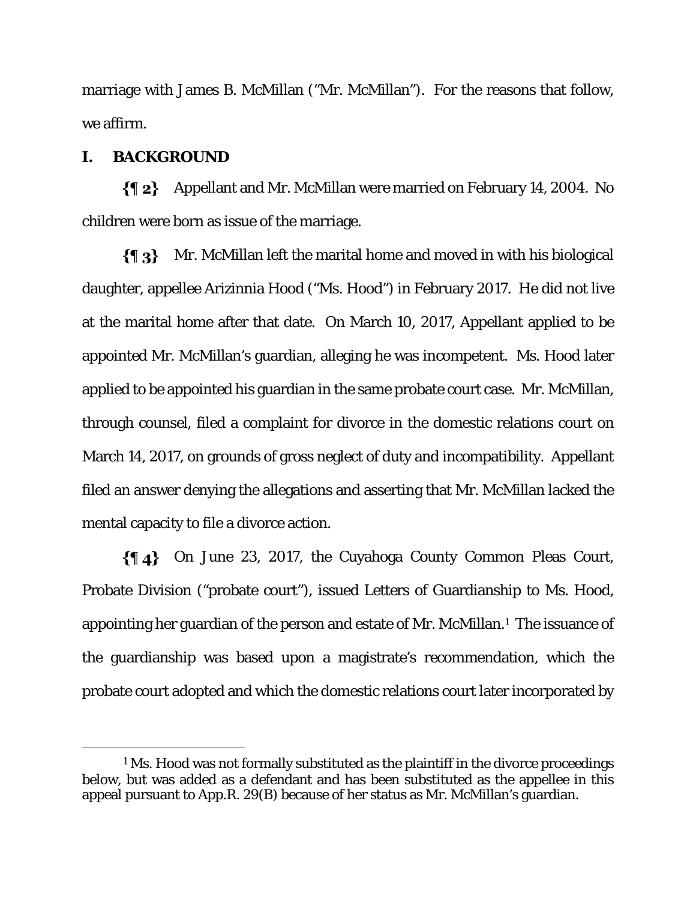marriage with James B. McMillan ("Mr. McMillan"). For the reasons that follow, we affirm.

## I. BACKGROUND

**{¶ 2}** Appellant and Mr. McMillan were married on February 14, 2004. No children were born as issue of the marriage.

**{¶ 3}** Mr. McMillan left the marital home and moved in with his biological daughter, appellee Arizinnia Hood ("Ms. Hood") in February 2017. He did not live at the marital home after that date. On March 10, 2017, Appellant applied to be appointed Mr. McMillan's guardian, alleging he was incompetent. Ms. Hood later applied to be appointed his guardian in the same probate court case. Mr. McMillan, through counsel, filed a complaint for divorce in the domestic relations court on March 14, 2017, on grounds of gross neglect of duty and incompatibility. Appellant filed an answer denying the allegations and asserting that Mr. McMillan lacked the mental capacity to file a divorce action.

**{¶ 4}** On June 23, 2017, the Cuyahoga County Common Pleas Court, Probate Division ("probate court"), issued Letters of Guardianship to Ms. Hood, appointing her guardian of the person and estate of Mr. McMillan.[1] The issuance of the guardianship was based upon a magistrate's recommendation, which the probate court adopted and which the domestic relations court later incorporated by

---

[1] Ms. Hood was not formally substituted as the plaintiff in the divorce proceedings below, but was added as a defendant and has been substituted as the appellee in this appeal pursuant to App.R. 29(B) because of her status as Mr. McMillan's guardian.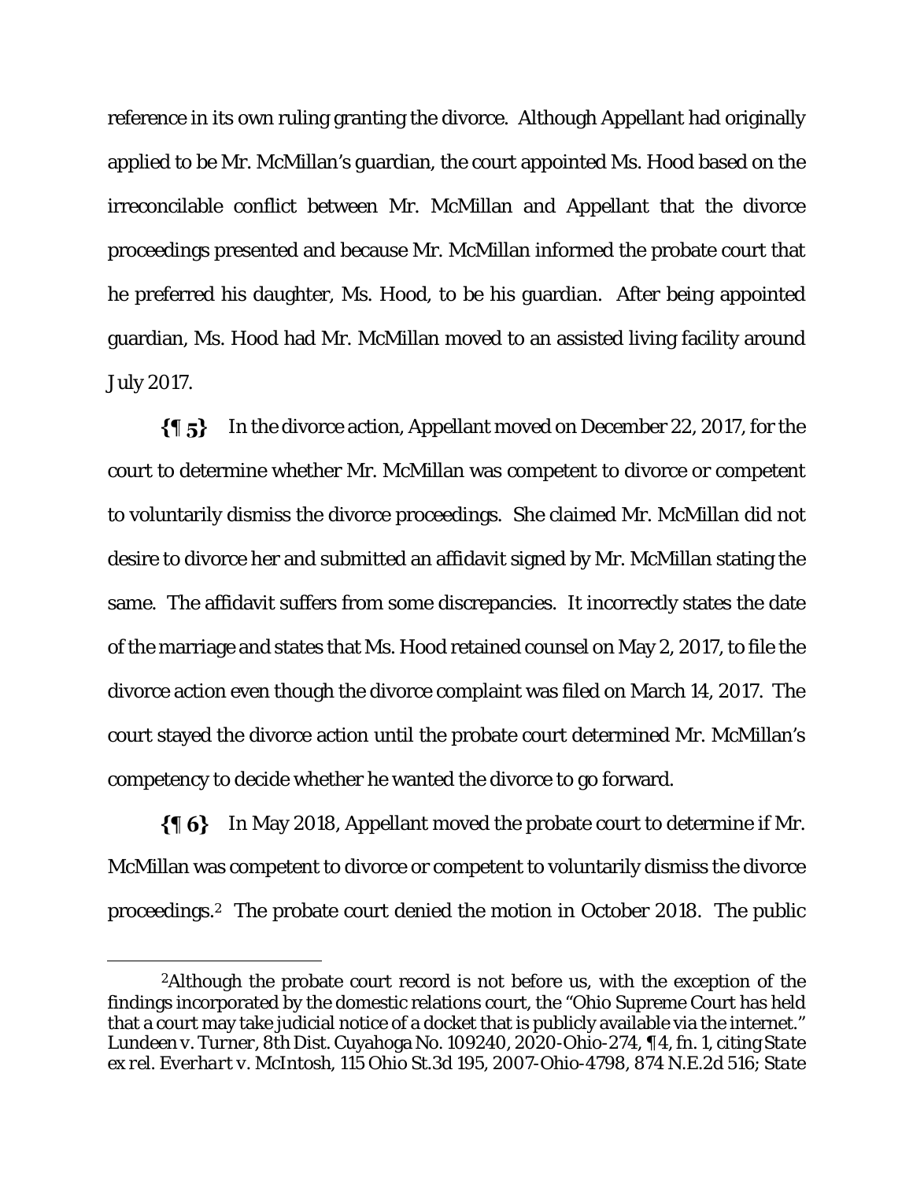reference in its own ruling granting the divorce. Although Appellant had originally applied to be Mr. McMillan's guardian, the court appointed Ms. Hood based on the irreconcilable conflict between Mr. McMillan and Appellant that the divorce proceedings presented and because Mr. McMillan informed the probate court that he preferred his daughter, Ms. Hood, to be his guardian. After being appointed guardian, Ms. Hood had Mr. McMillan moved to an assisted living facility around July 2017.

**{¶ 5}** In the divorce action, Appellant moved on December 22, 2017, for the court to determine whether Mr. McMillan was competent to divorce or competent to voluntarily dismiss the divorce proceedings. She claimed Mr. McMillan did not desire to divorce her and submitted an affidavit signed by Mr. McMillan stating the same. The affidavit suffers from some discrepancies. It incorrectly states the date of the marriage and states that Ms. Hood retained counsel on May 2, 2017, to file the divorce action even though the divorce complaint was filed on March 14, 2017. The court stayed the divorce action until the probate court determined Mr. McMillan's competency to decide whether he wanted the divorce to go forward.

**{¶ 6}** In May 2018, Appellant moved the probate court to determine if Mr. McMillan was competent to divorce or competent to voluntarily dismiss the divorce proceedings.[2] The probate court denied the motion in October 2018. The public

---

[2]Although the probate court record is not before us, with the exception of the findings incorporated by the domestic relations court, the "Ohio Supreme Court has held that a court may take judicial notice of a docket that is publicly available via the internet." *Lundeen v. Turner*, 8th Dist. Cuyahoga No. 109240, 2020-Ohio-274, ¶ 4, fn. 1, citing *State ex rel. Everhart v. McIntosh*, 115 Ohio St.3d 195, 2007-Ohio-4798, 874 N.E.2d 516; *State*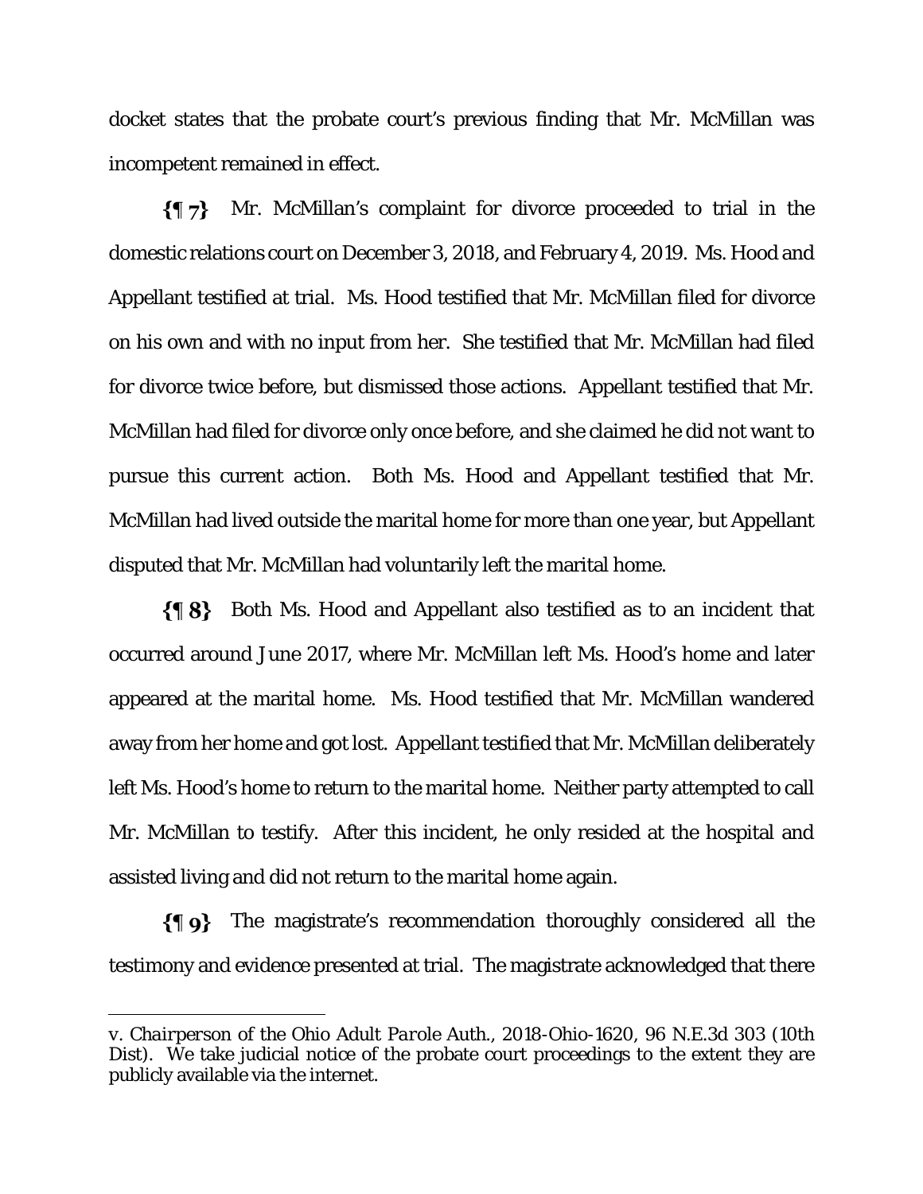docket states that the probate court's previous finding that Mr. McMillan was incompetent remained in effect.

**{¶ 7}** Mr. McMillan's complaint for divorce proceeded to trial in the domestic relations court on December 3, 2018, and February 4, 2019. Ms. Hood and Appellant testified at trial. Ms. Hood testified that Mr. McMillan filed for divorce on his own and with no input from her. She testified that Mr. McMillan had filed for divorce twice before, but dismissed those actions. Appellant testified that Mr. McMillan had filed for divorce only once before, and she claimed he did not want to pursue this current action. Both Ms. Hood and Appellant testified that Mr. McMillan had lived outside the marital home for more than one year, but Appellant disputed that Mr. McMillan had voluntarily left the marital home.

**{¶ 8}** Both Ms. Hood and Appellant also testified as to an incident that occurred around June 2017, where Mr. McMillan left Ms. Hood's home and later appeared at the marital home. Ms. Hood testified that Mr. McMillan wandered away from her home and got lost. Appellant testified that Mr. McMillan deliberately left Ms. Hood's home to return to the marital home. Neither party attempted to call Mr. McMillan to testify. After this incident, he only resided at the hospital and assisted living and did not return to the marital home again.

**{¶ 9}** The magistrate's recommendation thoroughly considered all the testimony and evidence presented at trial. The magistrate acknowledged that there

---

*v. Chairperson of the Ohio Adult Parole Auth.*, 2018-Ohio-1620, 96 N.E.3d 303 (10th Dist). We take judicial notice of the probate court proceedings to the extent they are publicly available via the internet.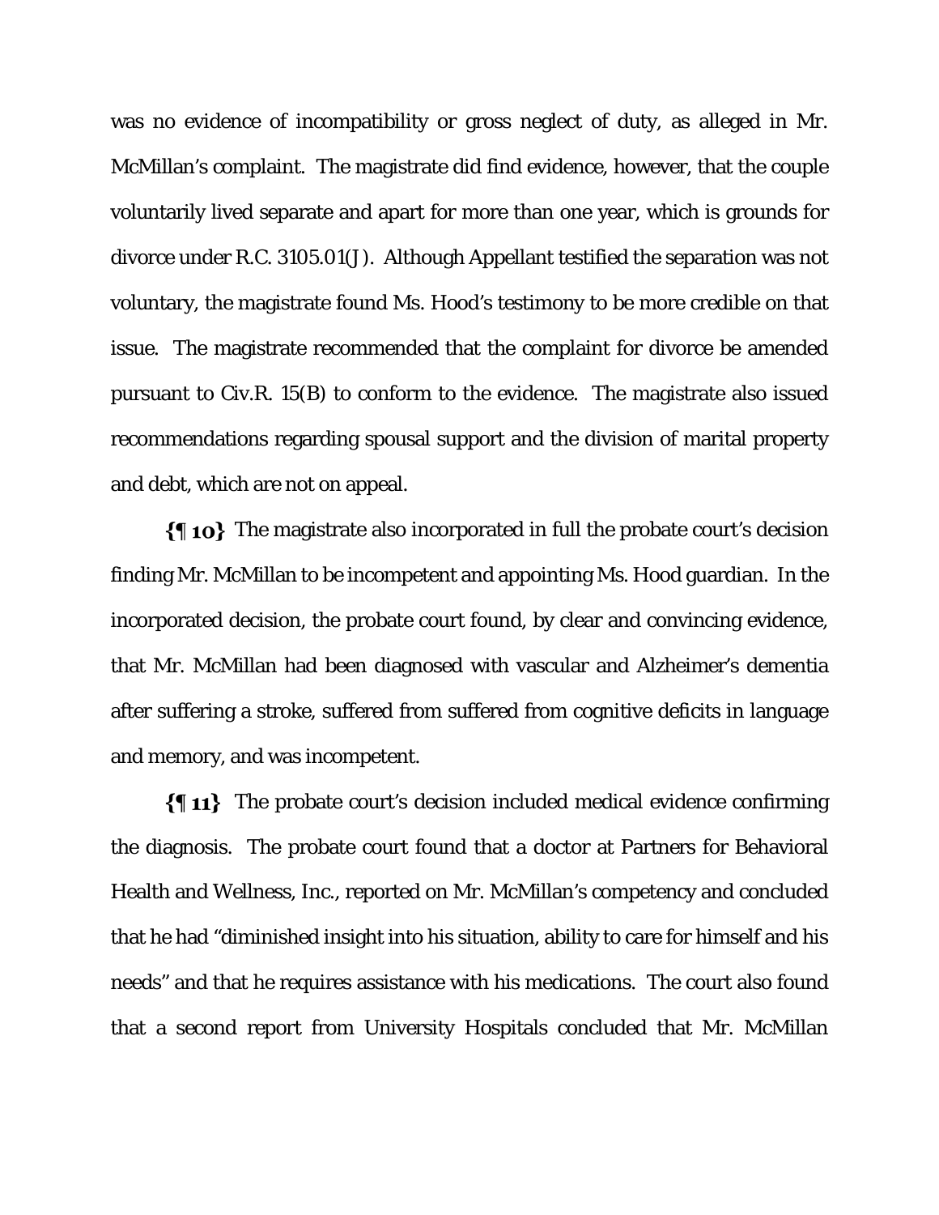was no evidence of incompatibility or gross neglect of duty, as alleged in Mr. McMillan's complaint. The magistrate did find evidence, however, that the couple voluntarily lived separate and apart for more than one year, which is grounds for divorce under R.C. 3105.01(J). Although Appellant testified the separation was not voluntary, the magistrate found Ms. Hood's testimony to be more credible on that issue. The magistrate recommended that the complaint for divorce be amended pursuant to Civ.R. 15(B) to conform to the evidence. The magistrate also issued recommendations regarding spousal support and the division of marital property and debt, which are not on appeal.

**{¶ 10}** The magistrate also incorporated in full the probate court's decision finding Mr. McMillan to be incompetent and appointing Ms. Hood guardian. In the incorporated decision, the probate court found, by clear and convincing evidence, that Mr. McMillan had been diagnosed with vascular and Alzheimer's dementia after suffering a stroke, suffered from suffered from cognitive deficits in language and memory, and was incompetent.

**{¶ 11}** The probate court's decision included medical evidence confirming the diagnosis. The probate court found that a doctor at Partners for Behavioral Health and Wellness, Inc., reported on Mr. McMillan's competency and concluded that he had "diminished insight into his situation, ability to care for himself and his needs" and that he requires assistance with his medications. The court also found that a second report from University Hospitals concluded that Mr. McMillan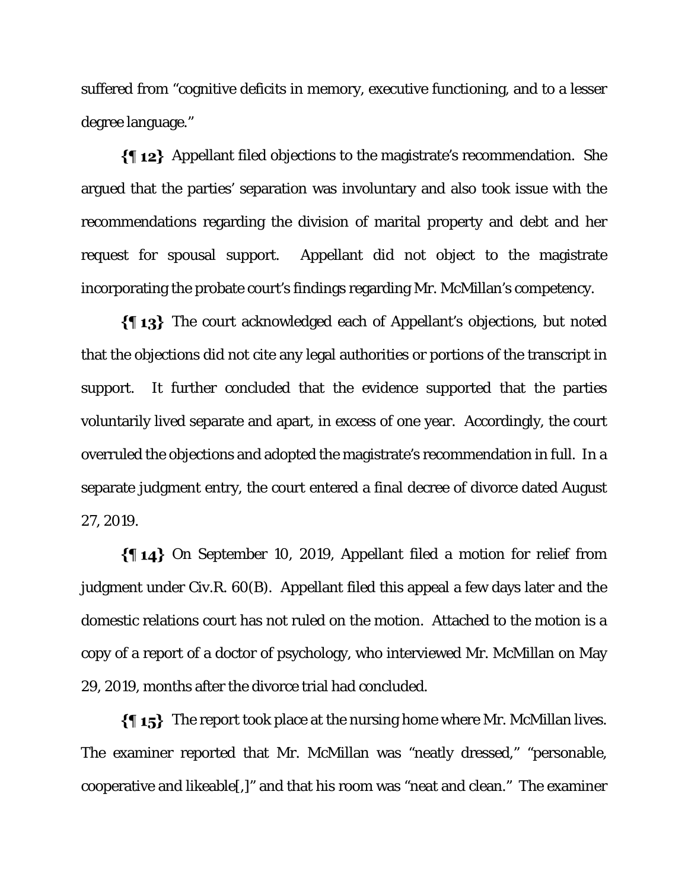suffered from "cognitive deficits in memory, executive functioning, and to a lesser degree language."

**{¶ 12}** Appellant filed objections to the magistrate's recommendation. She argued that the parties' separation was involuntary and also took issue with the recommendations regarding the division of marital property and debt and her request for spousal support. Appellant did not object to the magistrate incorporating the probate court's findings regarding Mr. McMillan's competency.

**{¶ 13}** The court acknowledged each of Appellant's objections, but noted that the objections did not cite any legal authorities or portions of the transcript in support. It further concluded that the evidence supported that the parties voluntarily lived separate and apart, in excess of one year. Accordingly, the court overruled the objections and adopted the magistrate's recommendation in full. In a separate judgment entry, the court entered a final decree of divorce dated August 27, 2019.

**{¶ 14}** On September 10, 2019, Appellant filed a motion for relief from judgment under Civ.R. 60(B). Appellant filed this appeal a few days later and the domestic relations court has not ruled on the motion. Attached to the motion is a copy of a report of a doctor of psychology, who interviewed Mr. McMillan on May 29, 2019, months after the divorce trial had concluded.

**{¶ 15}** The report took place at the nursing home where Mr. McMillan lives. The examiner reported that Mr. McMillan was "neatly dressed," "personable, cooperative and likeable[,]" and that his room was "neat and clean." The examiner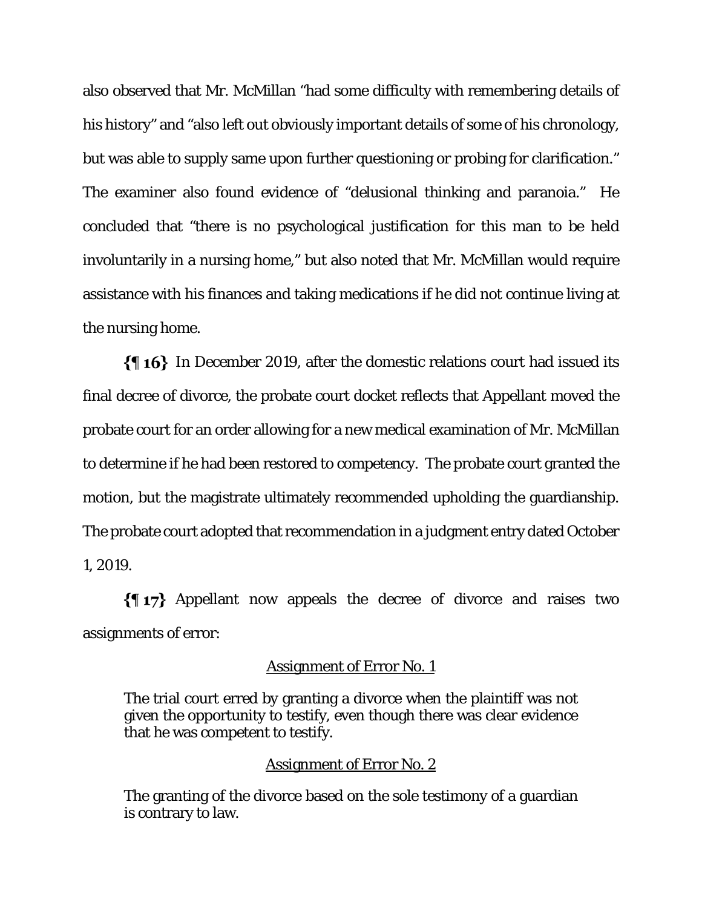also observed that Mr. McMillan "had some difficulty with remembering details of his history" and "also left out obviously important details of some of his chronology, but was able to supply same upon further questioning or probing for clarification." The examiner also found evidence of "delusional thinking and paranoia." He concluded that "there is no psychological justification for this man to be held involuntarily in a nursing home," but also noted that Mr. McMillan would require assistance with his finances and taking medications if he did not continue living at the nursing home.

**{¶ 16}** In December 2019, after the domestic relations court had issued its final decree of divorce, the probate court docket reflects that Appellant moved the probate court for an order allowing for a new medical examination of Mr. McMillan to determine if he had been restored to competency. The probate court granted the motion, but the magistrate ultimately recommended upholding the guardianship. The probate court adopted that recommendation in a judgment entry dated October 1, 2019.

**{¶ 17}** Appellant now appeals the decree of divorce and raises two assignments of error:

<u>Assignment of Error No. 1</u>

> The trial court erred by granting a divorce when the plaintiff was not given the opportunity to testify, even though there was clear evidence that he was competent to testify.

<u>Assignment of Error No. 2</u>

> The granting of the divorce based on the sole testimony of a guardian is contrary to law.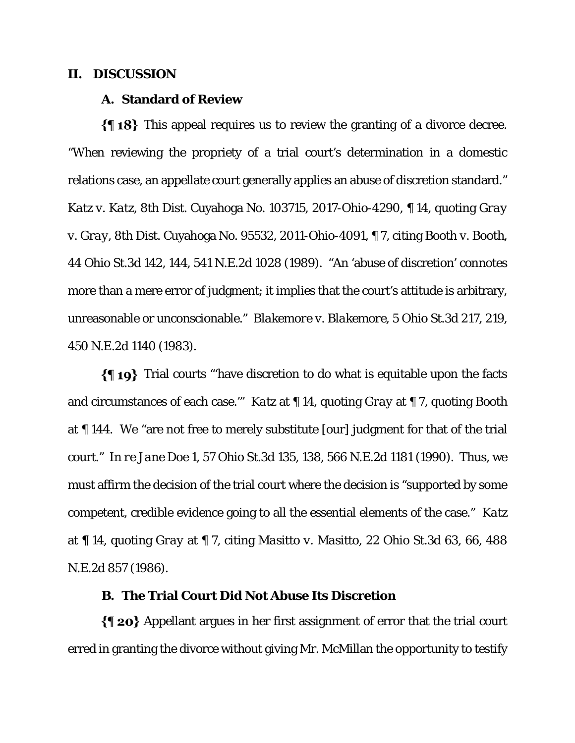## II. DISCUSSION

### A. Standard of Review

**{¶ 18}** This appeal requires us to review the granting of a divorce decree. "When reviewing the propriety of a trial court's determination in a domestic relations case, an appellate court generally applies an abuse of discretion standard." *Katz v. Katz*, 8th Dist. Cuyahoga No. 103715, 2017-Ohio-4290, ¶ 14, quoting *Gray v. Gray*, 8th Dist. Cuyahoga No. 95532, 2011-Ohio-4091, ¶ 7, citing Booth v. Booth, 44 Ohio St.3d 142, 144, 541 N.E.2d 1028 (1989). "An 'abuse of discretion' connotes more than a mere error of judgment; it implies that the court's attitude is arbitrary, unreasonable or unconscionable." *Blakemore v. Blakemore*, 5 Ohio St.3d 217, 219, 450 N.E.2d 1140 (1983).

**{¶ 19}** Trial courts "'have discretion to do what is equitable upon the facts and circumstances of each case.'" *Katz* at ¶ 14, quoting *Gray* at ¶ 7, quoting Booth at ¶ 144. We "are not free to merely substitute [our] judgment for that of the trial court." *In re Jane Doe 1*, 57 Ohio St.3d 135, 138, 566 N.E.2d 1181 (1990). Thus, we must affirm the decision of the trial court where the decision is "supported by some competent, credible evidence going to all the essential elements of the case." *Katz* at ¶ 14, quoting *Gray* at ¶ 7, citing *Masitto v. Masitto*, 22 Ohio St.3d 63, 66, 488 N.E.2d 857 (1986).

### B. The Trial Court Did Not Abuse Its Discretion

**{¶ 20}** Appellant argues in her first assignment of error that the trial court erred in granting the divorce without giving Mr. McMillan the opportunity to testify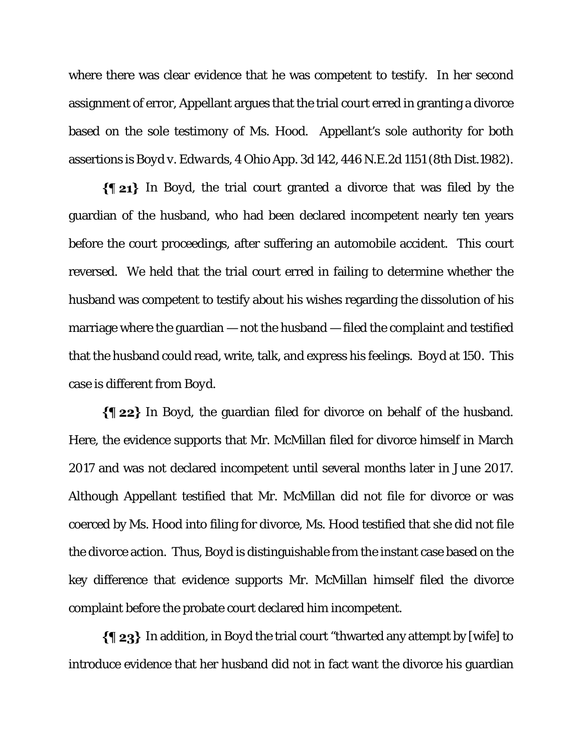where there was clear evidence that he was competent to testify. In her second assignment of error, Appellant argues that the trial court erred in granting a divorce based on the sole testimony of Ms. Hood. Appellant's sole authority for both assertions is *Boyd v. Edwards*, 4 Ohio App. 3d 142, 446 N.E.2d 1151 (8th Dist.1982).

**{¶ 21}** In Boyd, the trial court granted a divorce that was filed by the guardian of the husband, who had been declared incompetent nearly ten years before the court proceedings, after suffering an automobile accident. This court reversed. We held that the trial court erred in failing to determine whether the husband was competent to testify about his wishes regarding the dissolution of his marriage where the guardian — not the husband — filed the complaint and testified that the husband could read, write, talk, and express his feelings. *Boyd* at 150. This case is different from *Boyd*.

**{¶ 22}** In Boyd, the guardian filed for divorce on behalf of the husband. Here, the evidence supports that Mr. McMillan filed for divorce himself in March 2017 and was not declared incompetent until several months later in June 2017. Although Appellant testified that Mr. McMillan did not file for divorce or was coerced by Ms. Hood into filing for divorce, Ms. Hood testified that she did not file the divorce action. Thus, Boyd is distinguishable from the instant case based on the key difference that evidence supports Mr. McMillan himself filed the divorce complaint before the probate court declared him incompetent.

**{¶ 23}** In addition, in Boyd the trial court "thwarted any attempt by [wife] to introduce evidence that her husband did not in fact want the divorce his guardian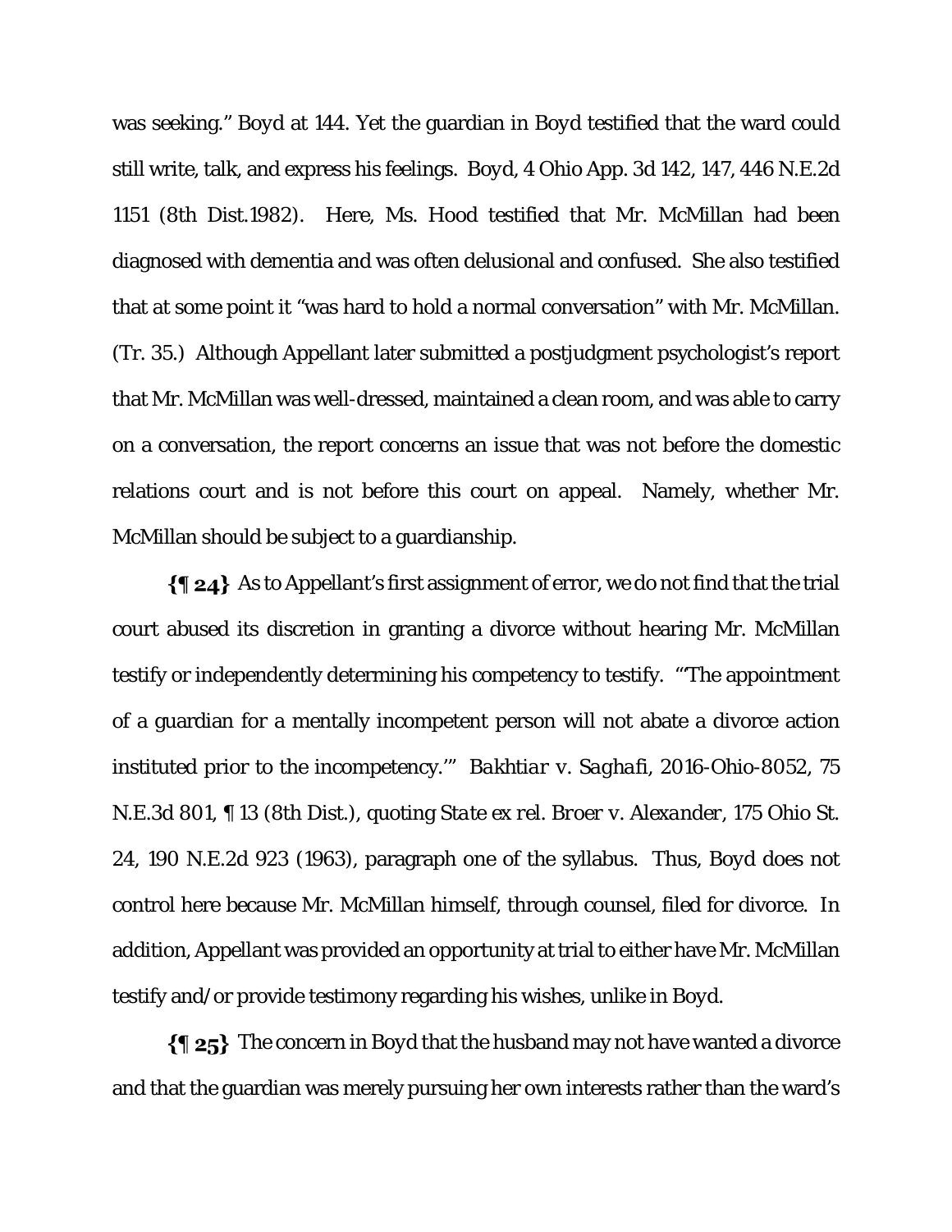was seeking." Boyd at 144. Yet the guardian in Boyd testified that the ward could still write, talk, and express his feelings. Boyd, 4 Ohio App. 3d 142, 147, 446 N.E.2d 1151 (8th Dist.1982). Here, Ms. Hood testified that Mr. McMillan had been diagnosed with dementia and was often delusional and confused. She also testified that at some point it "was hard to hold a normal conversation" with Mr. McMillan. (Tr. 35.) Although Appellant later submitted a postjudgment psychologist's report that Mr. McMillan was well-dressed, maintained a clean room, and was able to carry on a conversation, the report concerns an issue that was not before the domestic relations court and is not before this court on appeal. Namely, whether Mr. McMillan should be subject to a guardianship.

**{¶ 24}** As to Appellant's first assignment of error, we do not find that the trial court abused its discretion in granting a divorce without hearing Mr. McMillan testify or independently determining his competency to testify. "'The appointment of a guardian for a mentally incompetent person will not abate a divorce action instituted prior to the incompetency.'" *Bakhtiar v. Saghafi*, 2016-Ohio-8052, 75 N.E.3d 801, ¶ 13 (8th Dist.), quoting *State ex rel. Broer v. Alexander*, 175 Ohio St. 24, 190 N.E.2d 923 (1963), paragraph one of the syllabus. Thus, Boyd does not control here because Mr. McMillan himself, through counsel, filed for divorce. In addition, Appellant was provided an opportunity at trial to either have Mr. McMillan testify and/or provide testimony regarding his wishes, unlike in Boyd.

**{¶ 25}** The concern in Boyd that the husband may not have wanted a divorce and that the guardian was merely pursuing her own interests rather than the ward's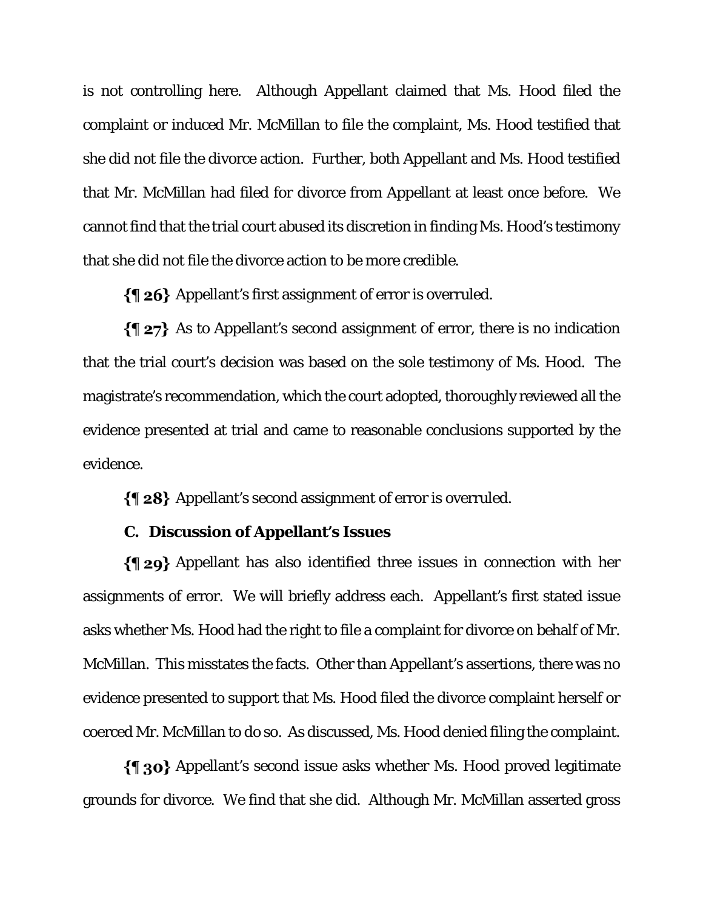is not controlling here. Although Appellant claimed that Ms. Hood filed the complaint or induced Mr. McMillan to file the complaint, Ms. Hood testified that she did not file the divorce action. Further, both Appellant and Ms. Hood testified that Mr. McMillan had filed for divorce from Appellant at least once before. We cannot find that the trial court abused its discretion in finding Ms. Hood's testimony that she did not file the divorce action to be more credible.

**{¶ 26}** Appellant's first assignment of error is overruled.

**{¶ 27}** As to Appellant's second assignment of error, there is no indication that the trial court's decision was based on the sole testimony of Ms. Hood. The magistrate's recommendation, which the court adopted, thoroughly reviewed all the evidence presented at trial and came to reasonable conclusions supported by the evidence.

**{¶ 28}** Appellant's second assignment of error is overruled.

### C. Discussion of Appellant's Issues

**{¶ 29}** Appellant has also identified three issues in connection with her assignments of error. We will briefly address each. Appellant's first stated issue asks whether Ms. Hood had the right to file a complaint for divorce on behalf of Mr. McMillan. This misstates the facts. Other than Appellant's assertions, there was no evidence presented to support that Ms. Hood filed the divorce complaint herself or coerced Mr. McMillan to do so. As discussed, Ms. Hood denied filing the complaint.

**{¶ 30}** Appellant's second issue asks whether Ms. Hood proved legitimate grounds for divorce. We find that she did. Although Mr. McMillan asserted gross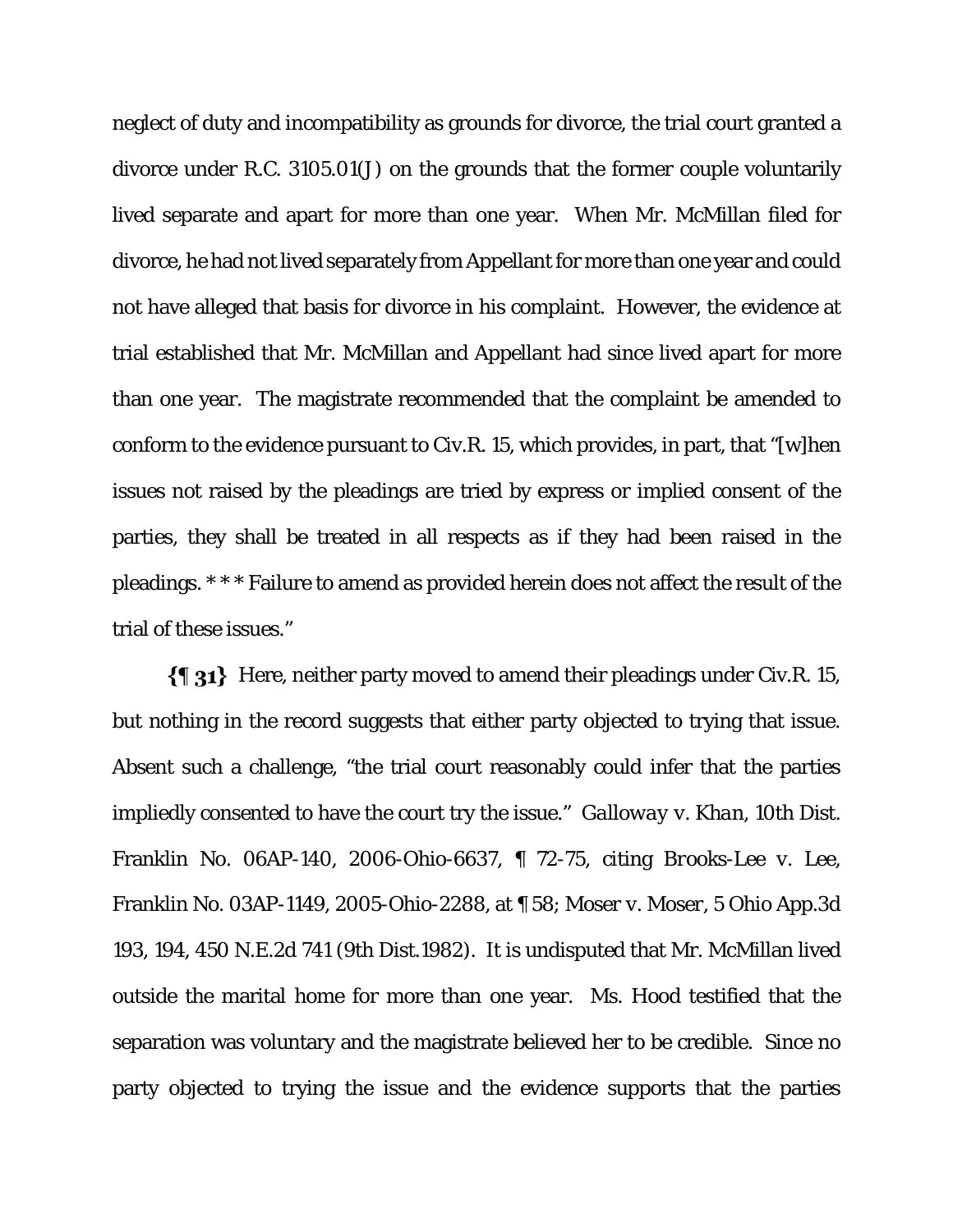neglect of duty and incompatibility as grounds for divorce, the trial court granted a divorce under R.C. 3105.01(J) on the grounds that the former couple voluntarily lived separate and apart for more than one year. When Mr. McMillan filed for divorce, he had not lived separately from Appellant for more than one year and could not have alleged that basis for divorce in his complaint. However, the evidence at trial established that Mr. McMillan and Appellant had since lived apart for more than one year. The magistrate recommended that the complaint be amended to conform to the evidence pursuant to Civ.R. 15, which provides, in part, that "[w]hen issues not raised by the pleadings are tried by express or implied consent of the parties, they shall be treated in all respects as if they had been raised in the pleadings. * * * Failure to amend as provided herein does not affect the result of the trial of these issues."

**{¶ 31}** Here, neither party moved to amend their pleadings under Civ.R. 15, but nothing in the record suggests that either party objected to trying that issue. Absent such a challenge, "the trial court reasonably could infer that the parties impliedly consented to have the court try the issue." *Galloway v. Khan*, 10th Dist. Franklin No. 06AP-140, 2006-Ohio-6637, ¶ 72-75, citing *Brooks-Lee v. Lee*, Franklin No. 03AP-1149, 2005-Ohio-2288, at ¶ 58; *Moser v. Moser*, 5 Ohio App.3d 193, 194, 450 N.E.2d 741 (9th Dist.1982). It is undisputed that Mr. McMillan lived outside the marital home for more than one year. Ms. Hood testified that the separation was voluntary and the magistrate believed her to be credible. Since no party objected to trying the issue and the evidence supports that the parties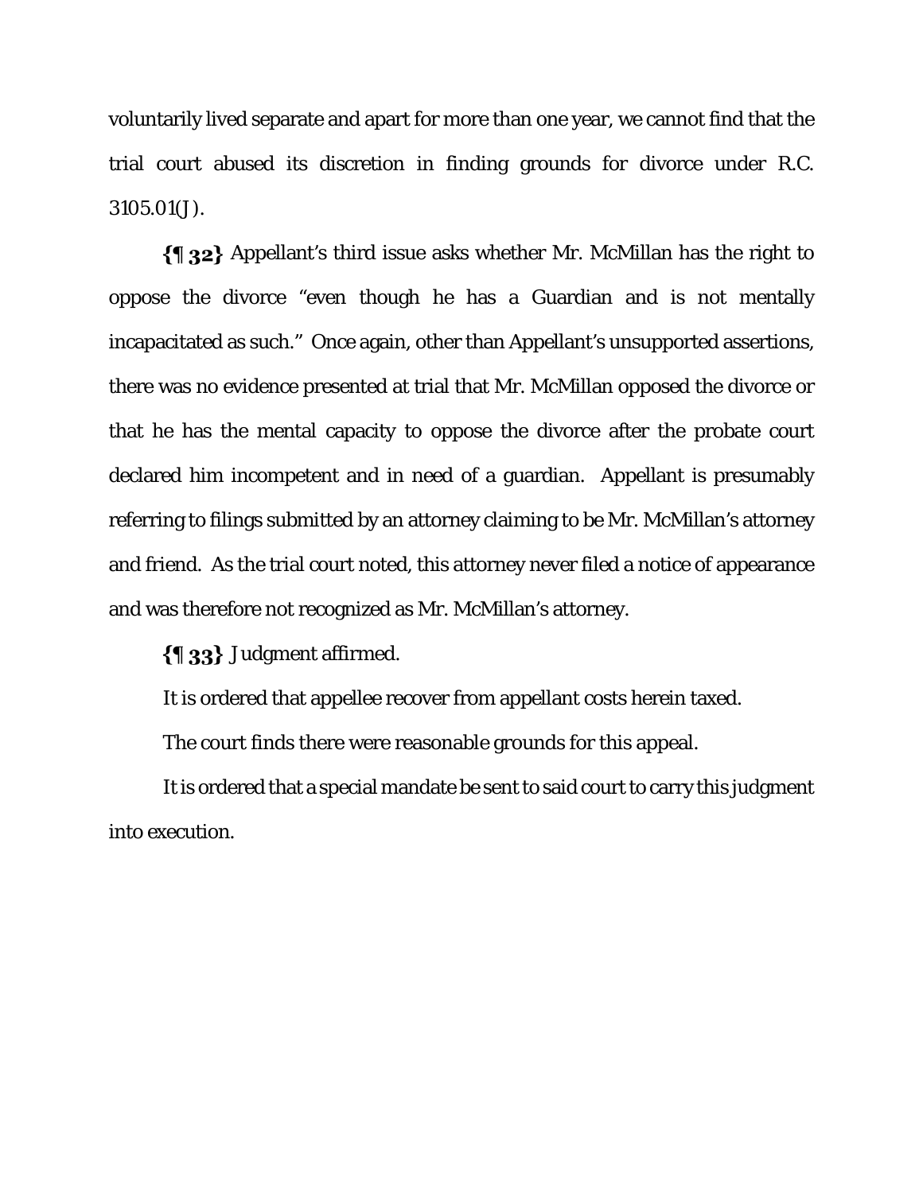voluntarily lived separate and apart for more than one year, we cannot find that the trial court abused its discretion in finding grounds for divorce under R.C. 3105.01(J).

**{¶ 32}** Appellant's third issue asks whether Mr. McMillan has the right to oppose the divorce "even though he has a Guardian and is not mentally incapacitated as such." Once again, other than Appellant's unsupported assertions, there was no evidence presented at trial that Mr. McMillan opposed the divorce or that he has the mental capacity to oppose the divorce after the probate court declared him incompetent and in need of a guardian. Appellant is presumably referring to filings submitted by an attorney claiming to be Mr. McMillan's attorney and friend. As the trial court noted, this attorney never filed a notice of appearance and was therefore not recognized as Mr. McMillan's attorney.

**{¶ 33}** Judgment affirmed.

It is ordered that appellee recover from appellant costs herein taxed.

The court finds there were reasonable grounds for this appeal.

It is ordered that a special mandate be sent to said court to carry this judgment into execution.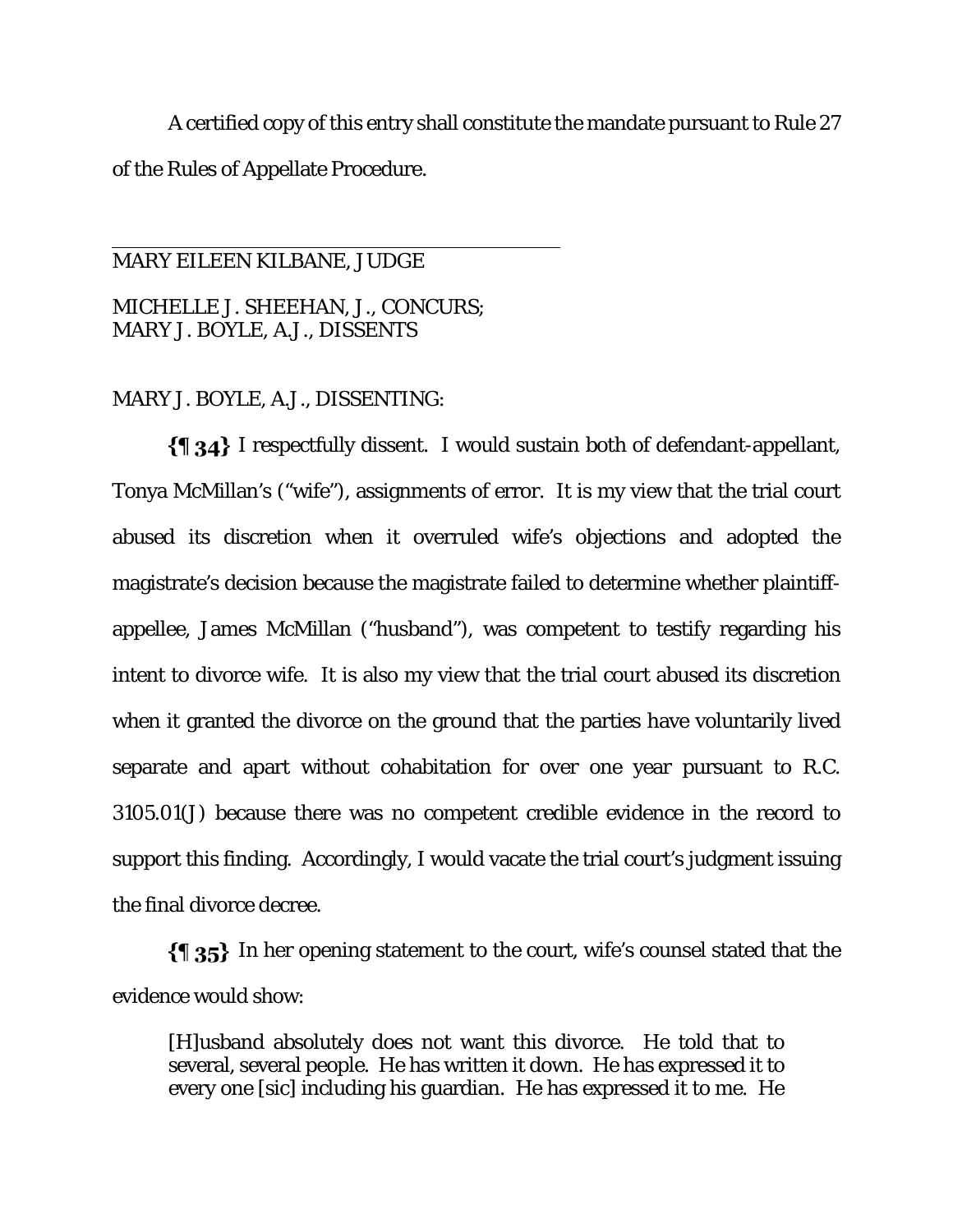A certified copy of this entry shall constitute the mandate pursuant to Rule 27 of the Rules of Appellate Procedure.

MARY EILEEN KILBANE, JUDGE

MICHELLE J. SHEEHAN, J., CONCURS;
MARY J. BOYLE, A.J., DISSENTS

MARY J. BOYLE, A.J., DISSENTING:

**{¶ 34}** I respectfully dissent. I would sustain both of defendant-appellant, Tonya McMillan's ("wife"), assignments of error. It is my view that the trial court abused its discretion when it overruled wife's objections and adopted the magistrate's decision because the magistrate failed to determine whether plaintiff-appellee, James McMillan ("husband"), was competent to testify regarding his intent to divorce wife. It is also my view that the trial court abused its discretion when it granted the divorce on the ground that the parties have voluntarily lived separate and apart without cohabitation for over one year pursuant to R.C. 3105.01(J) because there was no competent credible evidence in the record to support this finding. Accordingly, I would vacate the trial court's judgment issuing the final divorce decree.

**{¶ 35}** In her opening statement to the court, wife's counsel stated that the evidence would show:

> [H]usband absolutely does not want this divorce. He told that to several, several people. He has written it down. He has expressed it to every one [sic] including his guardian. He has expressed it to me. He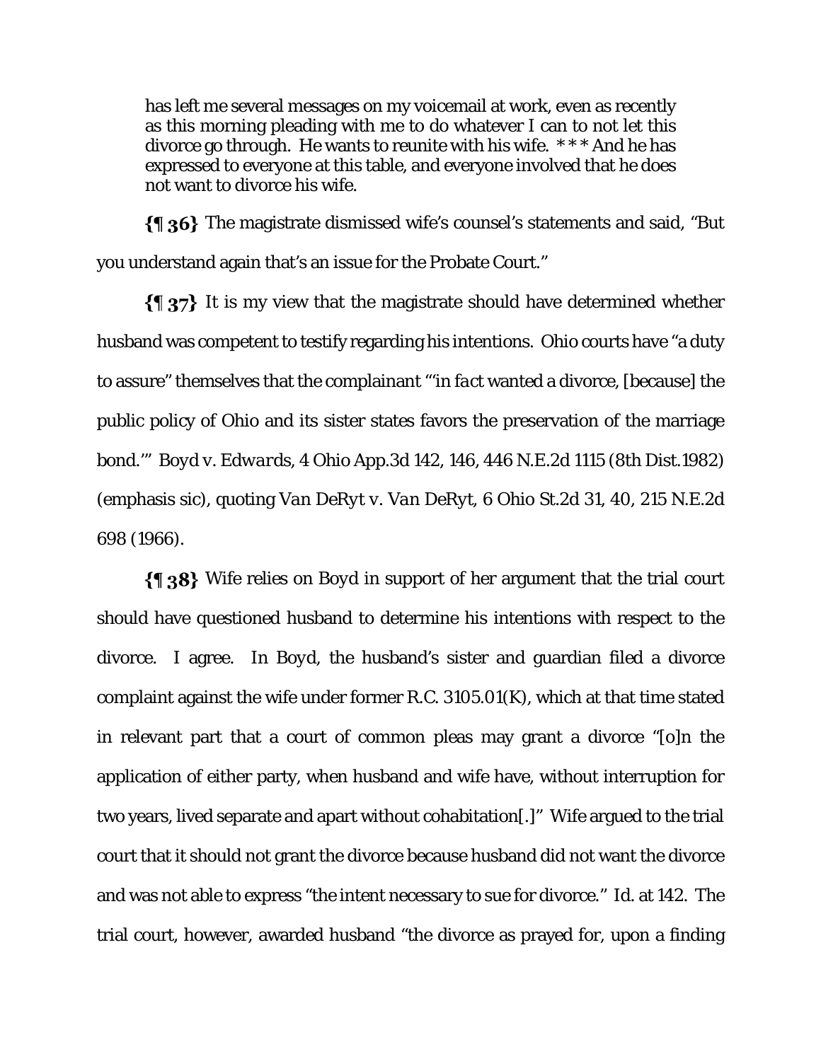> has left me several messages on my voicemail at work, even as recently as this morning pleading with me to do whatever I can to not let this divorce go through. He wants to reunite with his wife. * * * And he has expressed to everyone at this table, and everyone involved that he does not want to divorce his wife.

**{¶ 36}** The magistrate dismissed wife's counsel's statements and said, "But you understand again that's an issue for the Probate Court."

**{¶ 37}** It is my view that the magistrate should have determined whether husband was competent to testify regarding his intentions. Ohio courts have "a duty to assure" themselves that the complainant "'*in fact* wanted a divorce, [because] the public policy of Ohio and its sister states favors the preservation of the marriage bond.'" *Boyd v. Edwards*, 4 Ohio App.3d 142, 146, 446 N.E.2d 1115 (8th Dist.1982) (emphasis sic), quoting *Van DeRyt v. Van DeRyt*, 6 Ohio St.2d 31, 40, 215 N.E.2d 698 (1966).

**{¶ 38}** Wife relies on *Boyd* in support of her argument that the trial court should have questioned husband to determine his intentions with respect to the divorce. I agree. In *Boyd*, the husband's sister and guardian filed a divorce complaint against the wife under former R.C. 3105.01(K), which at that time stated in relevant part that a court of common pleas may grant a divorce "[o]n the application of either party, when husband and wife have, without interruption for two years, lived separate and apart without cohabitation[.]" Wife argued to the trial court that it should not grant the divorce because husband did not want the divorce and was not able to express "the intent necessary to sue for divorce." *Id.* at 142. The trial court, however, awarded husband "the divorce as prayed for, upon a finding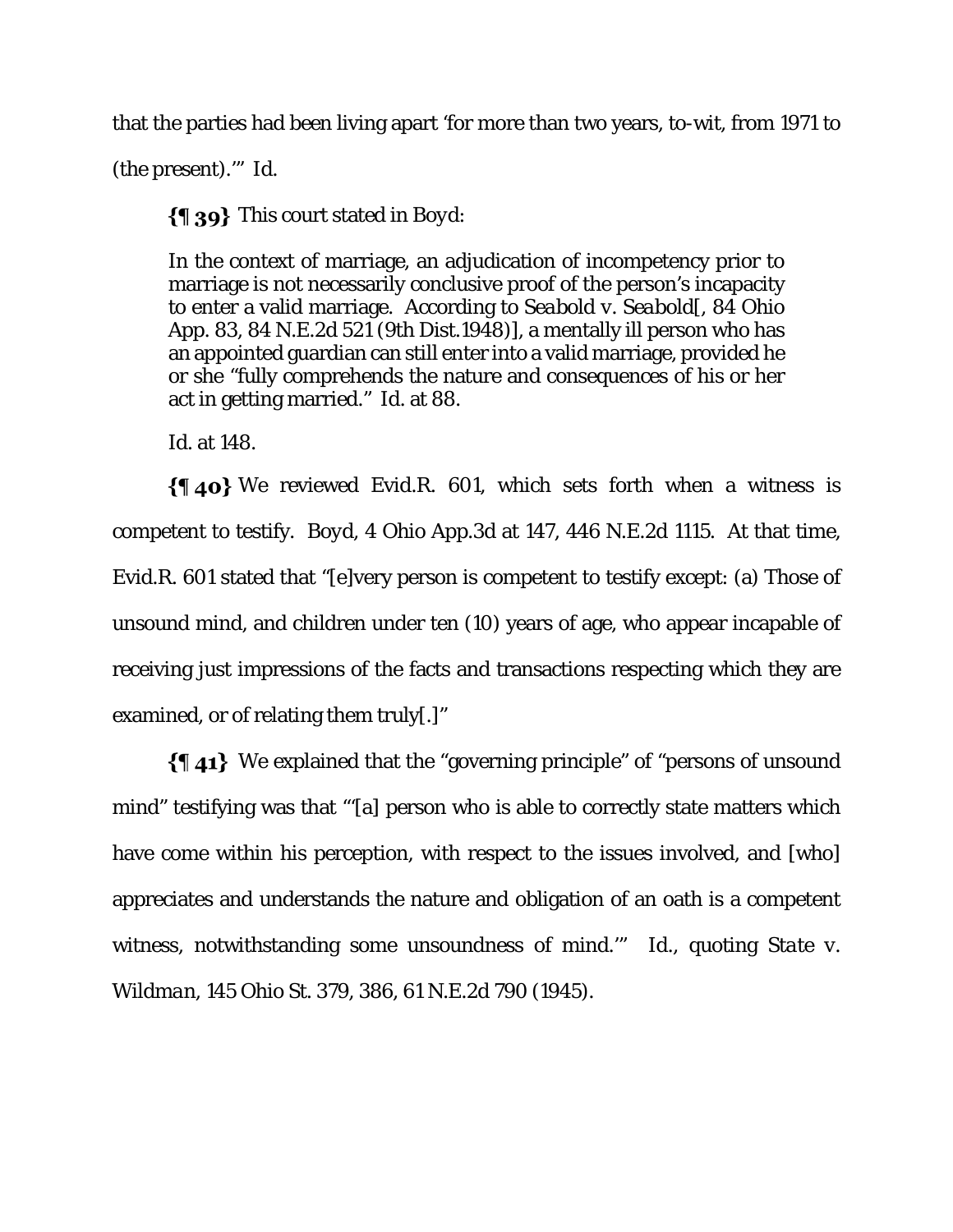that the parties had been living apart 'for more than two years, to-wit, from 1971 to (the present).'" *Id.*

**{¶ 39}** This court stated in *Boyd*:

> In the context of marriage, an adjudication of incompetency prior to marriage is not necessarily conclusive proof of the person's incapacity to enter a valid marriage. According to *Seabold v. Seabold*[, 84 Ohio App. 83, 84 N.E.2d 521 (9th Dist.1948)], a mentally ill person who has an appointed guardian can still enter into a valid marriage, provided he or she "fully comprehends the nature and consequences of his or her act in getting married." *Id.* at 88.

*Id.* at 148.

**{¶ 40}** We reviewed Evid.R. 601, which sets forth when a witness is competent to testify. *Boyd*, 4 Ohio App.3d at 147, 446 N.E.2d 1115. At that time, Evid.R. 601 stated that "[e]very person is competent to testify except: (a) Those of unsound mind, and children under ten (10) years of age, who appear incapable of receiving just impressions of the facts and transactions respecting which they are examined, or of relating them truly[.]"

**{¶ 41}** We explained that the "governing principle" of "persons of unsound mind" testifying was that "'[a] person who is able to correctly state matters which have come within his perception, with respect to the issues involved, and [who] appreciates and understands the nature and obligation of an oath is a competent witness, notwithstanding some unsoundness of mind.'" *Id.*, quoting *State v. Wildman*, 145 Ohio St. 379, 386, 61 N.E.2d 790 (1945).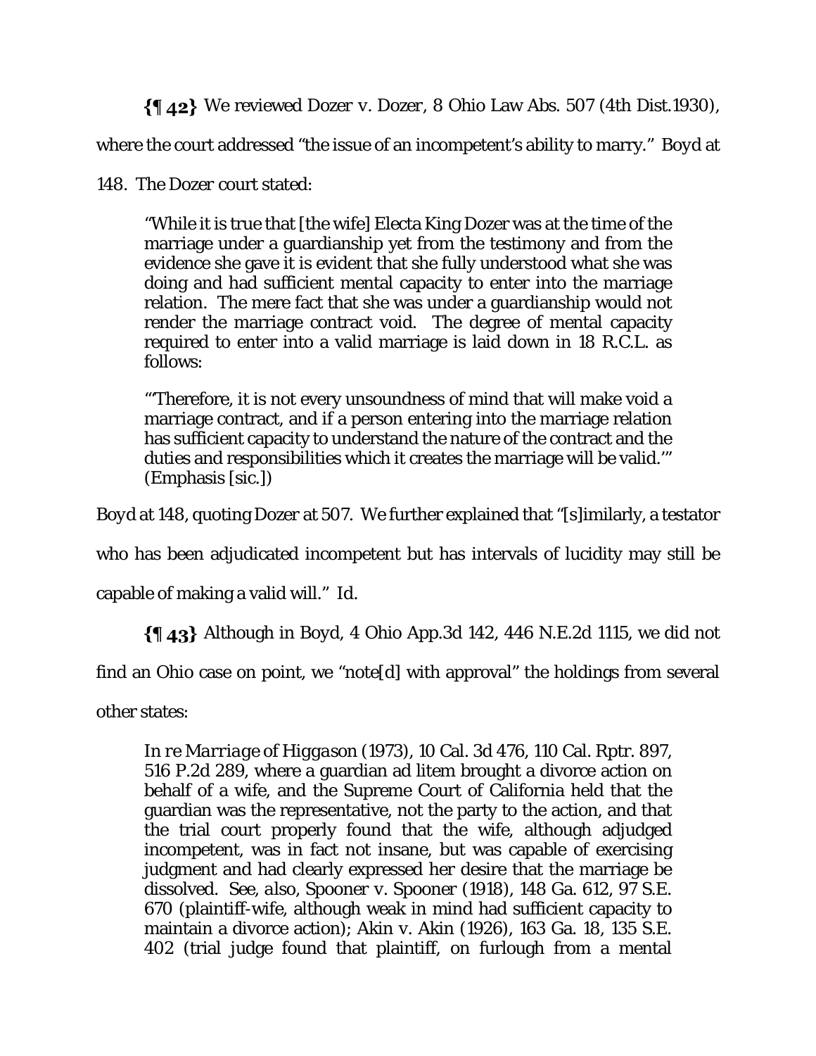**{¶ 42}** We reviewed Dozer v. Dozer, 8 Ohio Law Abs. 507 (4th Dist.1930), where the court addressed "the issue of an incompetent's ability to marry." *Boyd* at 148. The *Dozer* court stated:

> "While it is true that [the wife] Electa King Dozer was at the time of the marriage under a guardianship yet from the testimony and from the evidence she gave it is evident that she fully understood what she was doing and had sufficient mental capacity to enter into the marriage relation. The mere fact that she was under a guardianship would not render the marriage contract void. The degree of mental capacity required to enter into a valid marriage is laid down in 18 R.C.L. as follows:
>
> "'Therefore, it is not every unsoundness of mind that will make void a marriage contract, and if a person entering into the marriage relation has sufficient capacity to understand the nature of the contract and the duties and responsibilities which it creates the marriage will be valid.'" (Emphasis [sic.])

*Boyd* at 148, quoting *Dozer* at 507. We further explained that "[s]imilarly, a testator who has been adjudicated incompetent but has intervals of lucidity may still be capable of making a valid will." *Id.*

**{¶ 43}** Although in *Boyd*, 4 Ohio App.3d 142, 446 N.E.2d 1115, we did not find an Ohio case on point, we "note[d] with approval" the holdings from several other states:

> *In re Marriage of Higgason* (1973), 10 Cal. 3d 476, 110 Cal. Rptr. 897, 516 P.2d 289, where a guardian ad litem brought a divorce action on behalf of a wife, and the Supreme Court of California held that the guardian was the representative, not the party to the action, and that the trial court properly found that the wife, although adjudged incompetent, was in fact not insane, but was capable of exercising judgment and had clearly expressed her desire that the marriage be dissolved. *See, also,* Spooner v. Spooner (1918), 148 Ga. 612, 97 S.E. 670 (plaintiff-wife, although weak in mind had sufficient capacity to maintain a divorce action); Akin v. Akin (1926), 163 Ga. 18, 135 S.E. 402 (trial judge found that plaintiff, on furlough from a mental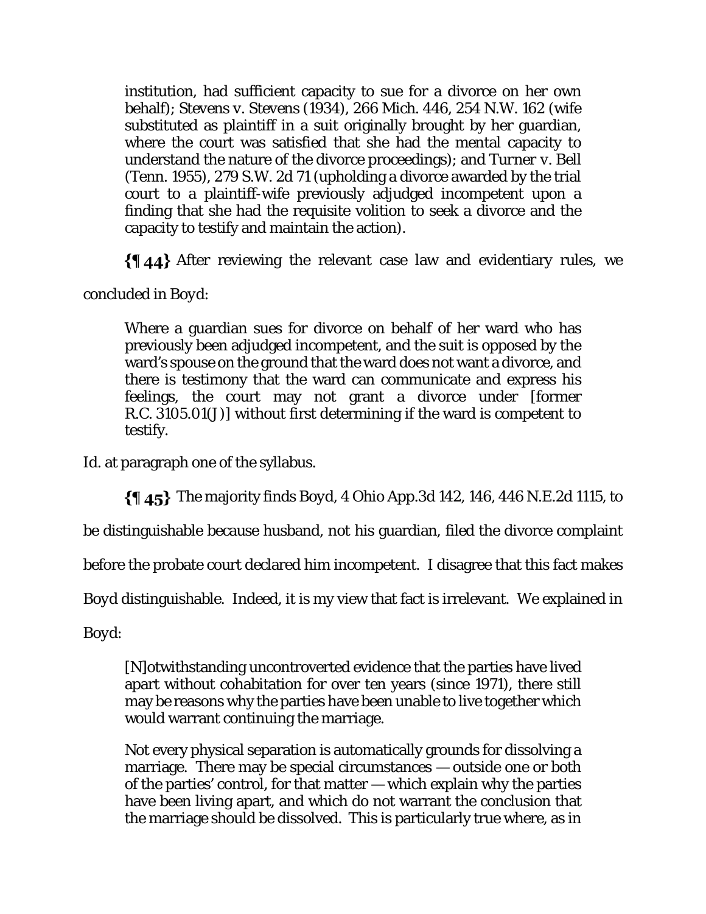institution, had sufficient capacity to sue for a divorce on her own behalf); Stevens v. Stevens (1934), 266 Mich. 446, 254 N.W. 162 (wife substituted as plaintiff in a suit originally brought by her guardian, where the court was satisfied that she had the mental capacity to understand the nature of the divorce proceedings); and *Turner v. Bell* (Tenn. 1955), 279 S.W. 2d 71 (upholding a divorce awarded by the trial court to a plaintiff-wife previously adjudged incompetent upon a finding that she had the requisite volition to seek a divorce and the capacity to testify and maintain the action).

**{¶ 44}** After reviewing the relevant case law and evidentiary rules, we concluded in Boyd:

> Where a guardian sues for divorce on behalf of her ward who has previously been adjudged incompetent, and the suit is opposed by the ward's spouse on the ground that the ward does not want a divorce, and there is testimony that the ward can communicate and express his feelings, the court may not grant a divorce under [former R.C. 3105.01(J)] without first determining if the ward is competent to testify.

Id. at paragraph one of the syllabus.

**{¶ 45}** The majority finds Boyd, 4 Ohio App.3d 142, 146, 446 N.E.2d 1115, to be distinguishable because husband, not his guardian, filed the divorce complaint before the probate court declared him incompetent. I disagree that this fact makes Boyd distinguishable. Indeed, it is my view that fact is irrelevant. We explained in Boyd:

> [N]otwithstanding uncontroverted evidence that the parties have lived apart without cohabitation for over ten years (since 1971), there still may be reasons why the parties have been unable to live together which would warrant continuing the marriage.
>
> Not every physical separation is automatically grounds for dissolving a marriage. There may be special circumstances — outside one or both of the parties' control, for that matter — which explain why the parties have been living apart, and which do not warrant the conclusion that the marriage should be dissolved. This is particularly true where, as in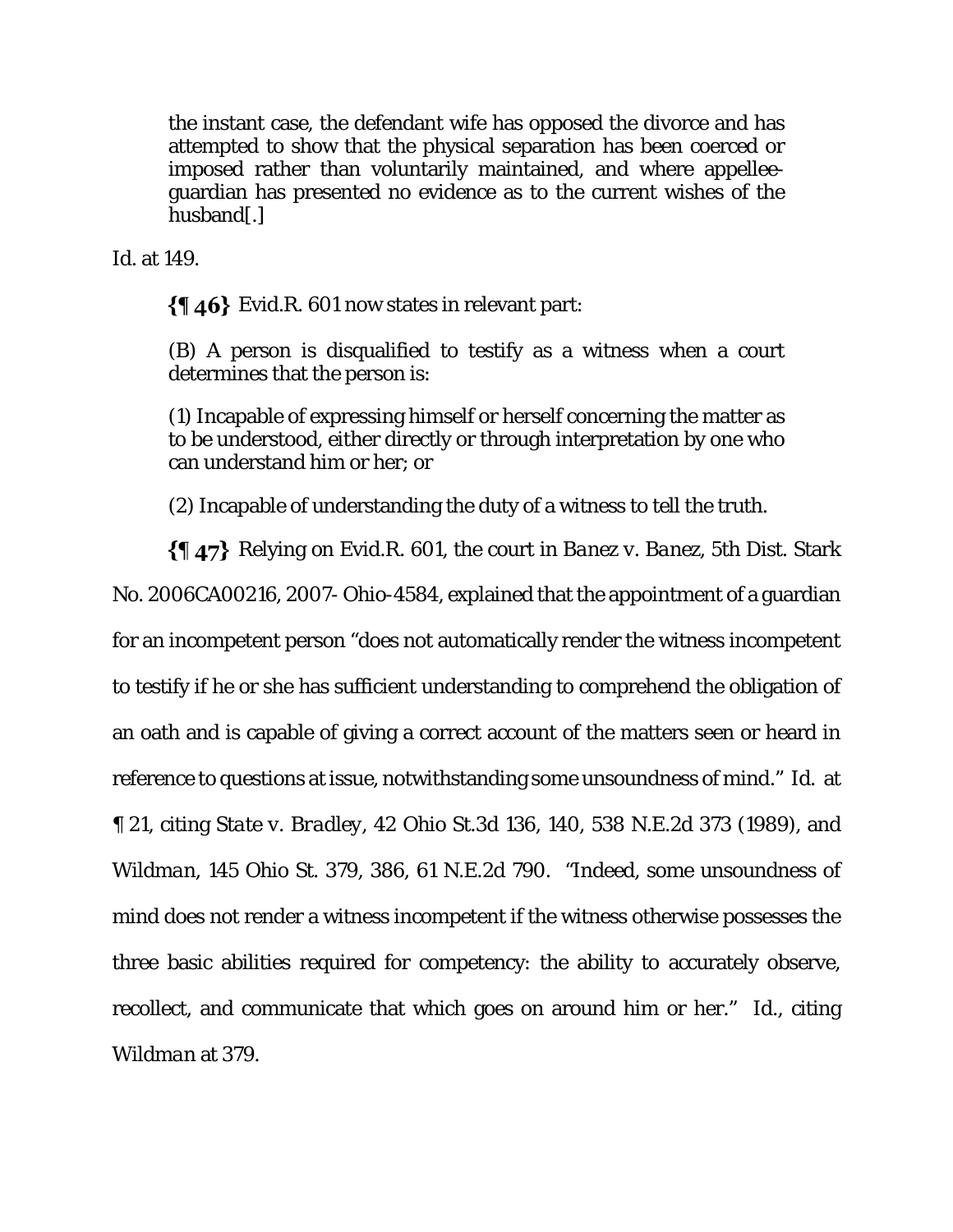> the instant case, the defendant wife has opposed the divorce and has attempted to show that the physical separation has been coerced or imposed rather than voluntarily maintained, and where appellee-guardian has presented no evidence as to the current wishes of the husband[.]

*Id.* at 149.

**{¶ 46}** Evid.R. 601 now states in relevant part:

> (B) A person is disqualified to testify as a witness when a court determines that the person is:
>
> (1) Incapable of expressing himself or herself concerning the matter as to be understood, either directly or through interpretation by one who can understand him or her; or
>
> (2) Incapable of understanding the duty of a witness to tell the truth.

**{¶ 47}** Relying on Evid.R. 601, the court in *Banez v. Banez*, 5th Dist. Stark No. 2006CA00216, 2007- Ohio-4584, explained that the appointment of a guardian for an incompetent person "does not automatically render the witness incompetent to testify if he or she has sufficient understanding to comprehend the obligation of an oath and is capable of giving a correct account of the matters seen or heard in reference to questions at issue, notwithstanding some unsoundness of mind." *Id.* at ¶ 21, citing *State v. Bradley*, 42 Ohio St.3d 136, 140, 538 N.E.2d 373 (1989), and *Wildman*, 145 Ohio St. 379, 386, 61 N.E.2d 790. "Indeed, some unsoundness of mind does not render a witness incompetent if the witness otherwise possesses the three basic abilities required for competency: the ability to accurately observe, recollect, and communicate that which goes on around him or her." *Id.*, citing *Wildman* at 379.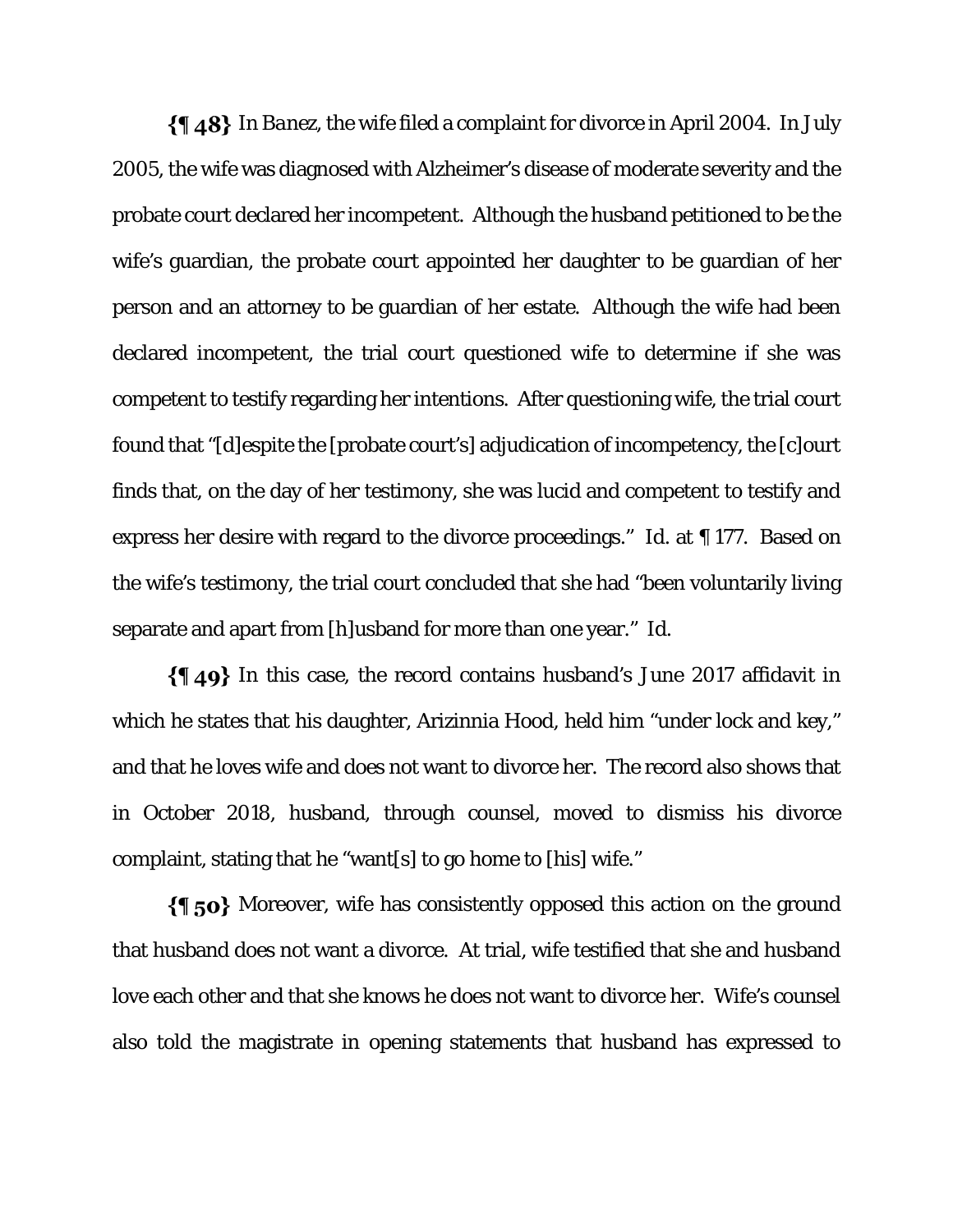**{¶ 48}** In *Banez*, the wife filed a complaint for divorce in April 2004. In July 2005, the wife was diagnosed with Alzheimer's disease of moderate severity and the probate court declared her incompetent. Although the husband petitioned to be the wife's guardian, the probate court appointed her daughter to be guardian of her person and an attorney to be guardian of her estate. Although the wife had been declared incompetent, the trial court questioned wife to determine if she was competent to testify regarding her intentions. After questioning wife, the trial court found that "[d]espite the [probate court's] adjudication of incompetency, the [c]ourt finds that, on the day of her testimony, she was lucid and competent to testify and express her desire with regard to the divorce proceedings." *Id.* at ¶ 177. Based on the wife's testimony, the trial court concluded that she had "been voluntarily living separate and apart from [h]usband for more than one year." *Id.*

**{¶ 49}** In this case, the record contains husband's June 2017 affidavit in which he states that his daughter, Arizinnia Hood, held him "under lock and key," and that he loves wife and does not want to divorce her. The record also shows that in October 2018, husband, through counsel, moved to dismiss his divorce complaint, stating that he "want[s] to go home to [his] wife."

**{¶ 50}** Moreover, wife has consistently opposed this action on the ground that husband does not want a divorce. At trial, wife testified that she and husband love each other and that she knows he does not want to divorce her. Wife's counsel also told the magistrate in opening statements that husband has expressed to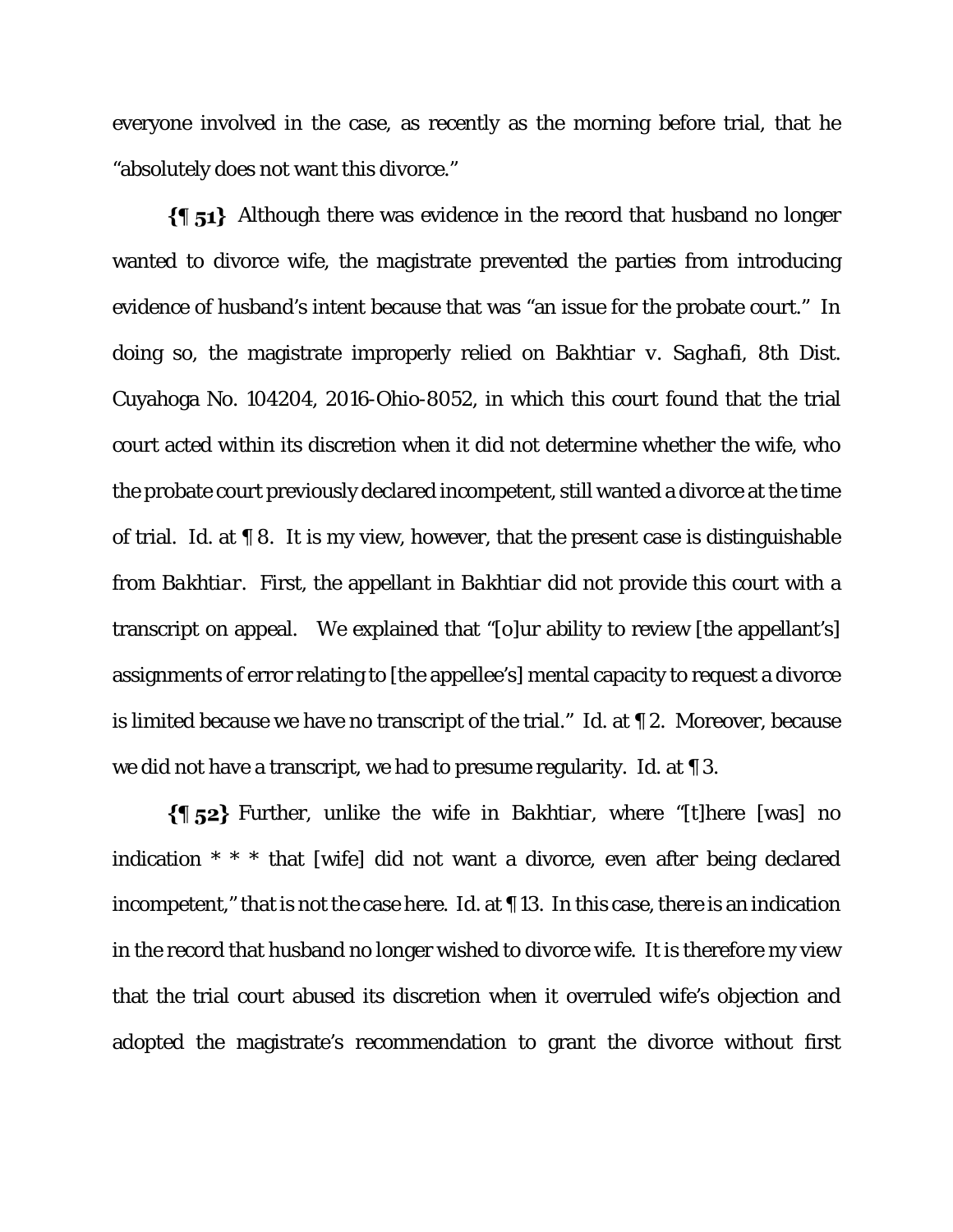everyone involved in the case, as recently as the morning before trial, that he "absolutely does not want this divorce."

**{¶ 51}** Although there was evidence in the record that husband no longer wanted to divorce wife, the magistrate prevented the parties from introducing evidence of husband's intent because that was "an issue for the probate court." In doing so, the magistrate improperly relied on *Bakhtiar v. Saghafi*, 8th Dist. Cuyahoga No. 104204, 2016-Ohio-8052, in which this court found that the trial court acted within its discretion when it did not determine whether the wife, who the probate court previously declared incompetent, still wanted a divorce at the time of trial. *Id.* at ¶ 8. It is my view, however, that the present case is distinguishable from *Bakhtiar*. First, the appellant in *Bakhtiar* did not provide this court with a transcript on appeal. We explained that "[o]ur ability to review [the appellant's] assignments of error relating to [the appellee's] mental capacity to request a divorce is limited because we have no transcript of the trial." *Id.* at ¶ 2. Moreover, because we did not have a transcript, we had to presume regularity. *Id.* at ¶ 3.

**{¶ 52}** Further, unlike the wife in *Bakhtiar*, where "[t]here [was] no indication * * * that [wife] did not want a divorce, even after being declared incompetent," that is not the case here. *Id.* at ¶ 13. In this case, there is an indication in the record that husband no longer wished to divorce wife. It is therefore my view that the trial court abused its discretion when it overruled wife's objection and adopted the magistrate's recommendation to grant the divorce without first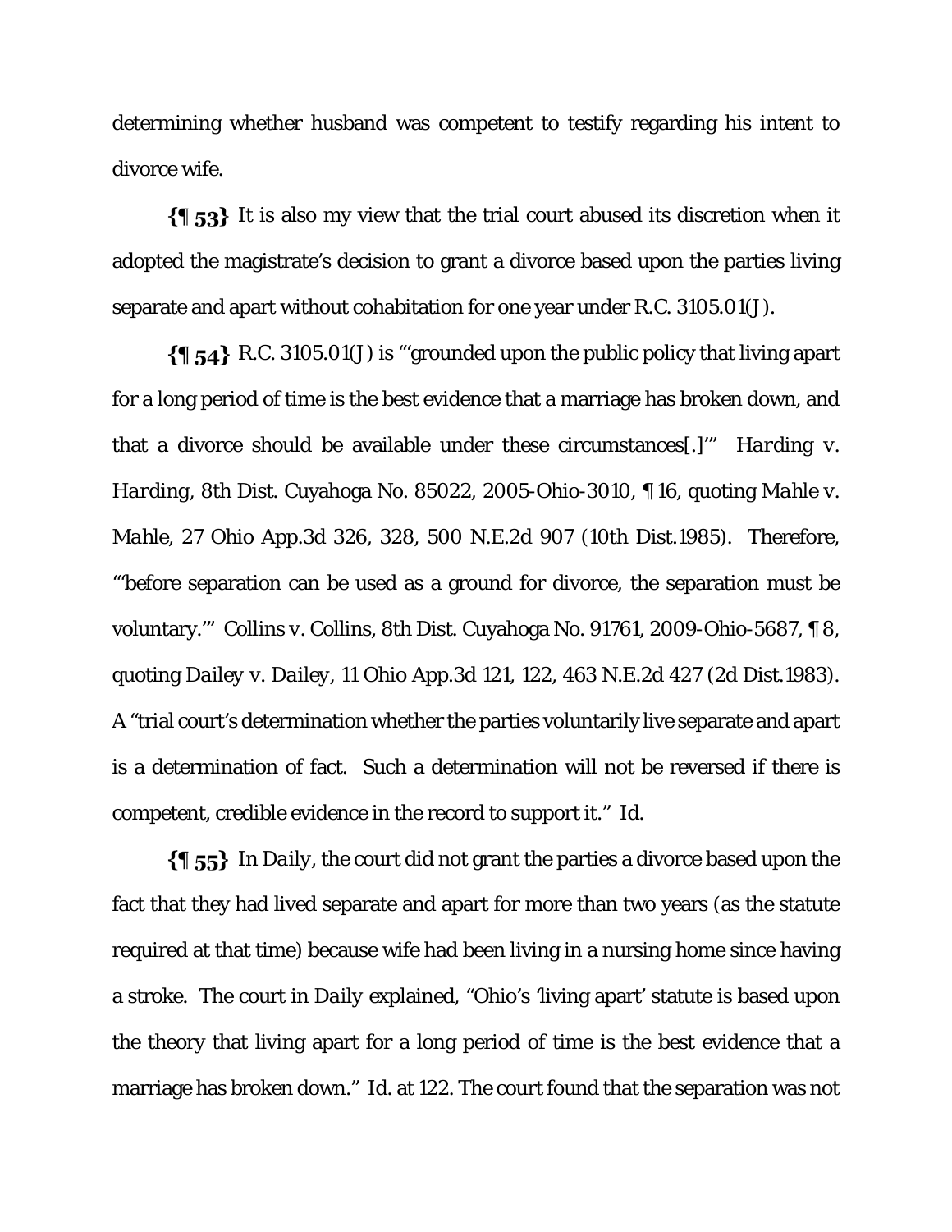determining whether husband was competent to testify regarding his intent to divorce wife.

**{¶ 53}** It is also my view that the trial court abused its discretion when it adopted the magistrate's decision to grant a divorce based upon the parties living separate and apart without cohabitation for one year under R.C. 3105.01(J).

**{¶ 54}** R.C. 3105.01(J) is "'grounded upon the public policy that living apart for a long period of time is the best evidence that a marriage has broken down, and that a divorce should be available under these circumstances[.]'" *Harding v. Harding*, 8th Dist. Cuyahoga No. 85022, 2005-Ohio-3010, ¶ 16, quoting *Mahle v. Mahle*, 27 Ohio App.3d 326, 328, 500 N.E.2d 907 (10th Dist.1985). Therefore, "'before separation can be used as a ground for divorce, the separation must be voluntary.'" Collins v. Collins, 8th Dist. Cuyahoga No. 91761, 2009-Ohio-5687, ¶ 8, quoting *Dailey v. Dailey*, 11 Ohio App.3d 121, 122, 463 N.E.2d 427 (2d Dist.1983). A "trial court's determination whether the parties voluntarily live separate and apart is a determination of fact. Such a determination will not be reversed if there is competent, credible evidence in the record to support it." *Id.*

**{¶ 55}** In *Daily*, the court did not grant the parties a divorce based upon the fact that they had lived separate and apart for more than two years (as the statute required at that time) because wife had been living in a nursing home since having a stroke. The court in *Daily* explained, "Ohio's 'living apart' statute is based upon the theory that living apart for a long period of time is the best evidence that a marriage has broken down." *Id.* at 122. The court found that the separation was not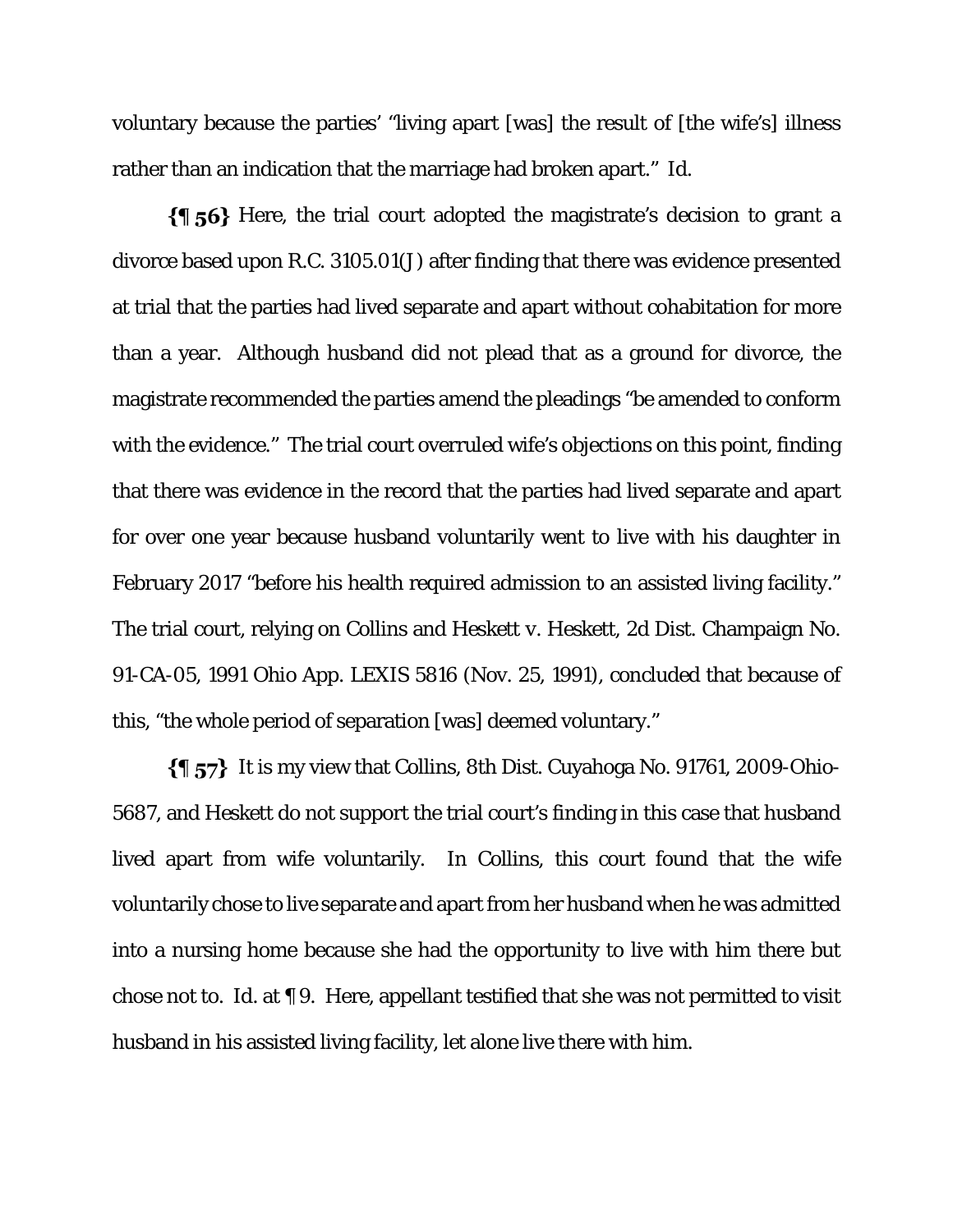voluntary because the parties' "living apart [was] the result of [the wife's] illness rather than an indication that the marriage had broken apart." Id.

**{¶ 56}** Here, the trial court adopted the magistrate's decision to grant a divorce based upon R.C. 3105.01(J) after finding that there was evidence presented at trial that the parties had lived separate and apart without cohabitation for more than a year. Although husband did not plead that as a ground for divorce, the magistrate recommended the parties amend the pleadings "be amended to conform with the evidence." The trial court overruled wife's objections on this point, finding that there was evidence in the record that the parties had lived separate and apart for over one year because husband voluntarily went to live with his daughter in February 2017 "before his health required admission to an assisted living facility." The trial court, relying on Collins and Heskett v. Heskett, 2d Dist. Champaign No. 91-CA-05, 1991 Ohio App. LEXIS 5816 (Nov. 25, 1991), concluded that because of this, "the whole period of separation [was] deemed voluntary."

**{¶ 57}** It is my view that Collins, 8th Dist. Cuyahoga No. 91761, 2009-Ohio-5687, and Heskett do not support the trial court's finding in this case that husband lived apart from wife voluntarily. In Collins, this court found that the wife voluntarily chose to live separate and apart from her husband when he was admitted into a nursing home because she had the opportunity to live with him there but chose not to. Id. at ¶ 9. Here, appellant testified that she was not permitted to visit husband in his assisted living facility, let alone live there with him.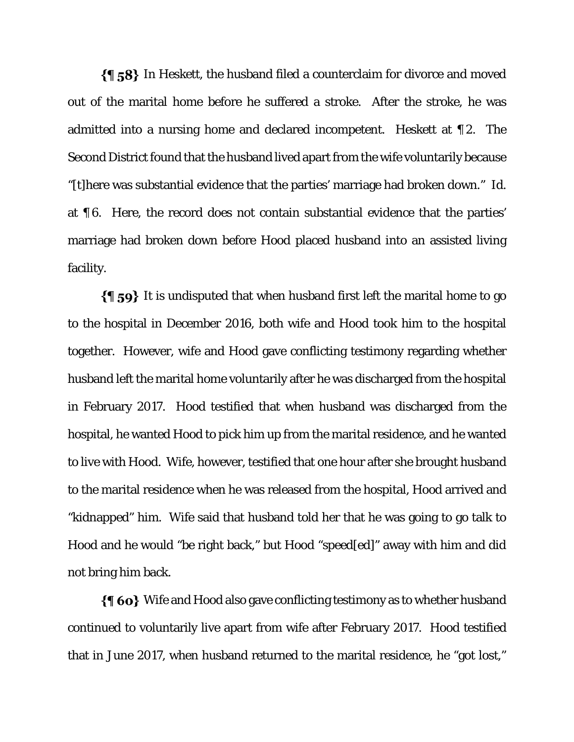**{¶ 58}** In Heskett, the husband filed a counterclaim for divorce and moved out of the marital home before he suffered a stroke. After the stroke, he was admitted into a nursing home and declared incompetent. Heskett at ¶ 2. The Second District found that the husband lived apart from the wife voluntarily because "[t]here was substantial evidence that the parties' marriage had broken down." Id. at ¶ 6. Here, the record does not contain substantial evidence that the parties' marriage had broken down before Hood placed husband into an assisted living facility.

**{¶ 59}** It is undisputed that when husband first left the marital home to go to the hospital in December 2016, both wife and Hood took him to the hospital together. However, wife and Hood gave conflicting testimony regarding whether husband left the marital home voluntarily after he was discharged from the hospital in February 2017. Hood testified that when husband was discharged from the hospital, he wanted Hood to pick him up from the marital residence, and he wanted to live with Hood. Wife, however, testified that one hour after she brought husband to the marital residence when he was released from the hospital, Hood arrived and "kidnapped" him. Wife said that husband told her that he was going to go talk to Hood and he would "be right back," but Hood "speed[ed]" away with him and did not bring him back.

**{¶ 60}** Wife and Hood also gave conflicting testimony as to whether husband continued to voluntarily live apart from wife after February 2017. Hood testified that in June 2017, when husband returned to the marital residence, he "got lost,"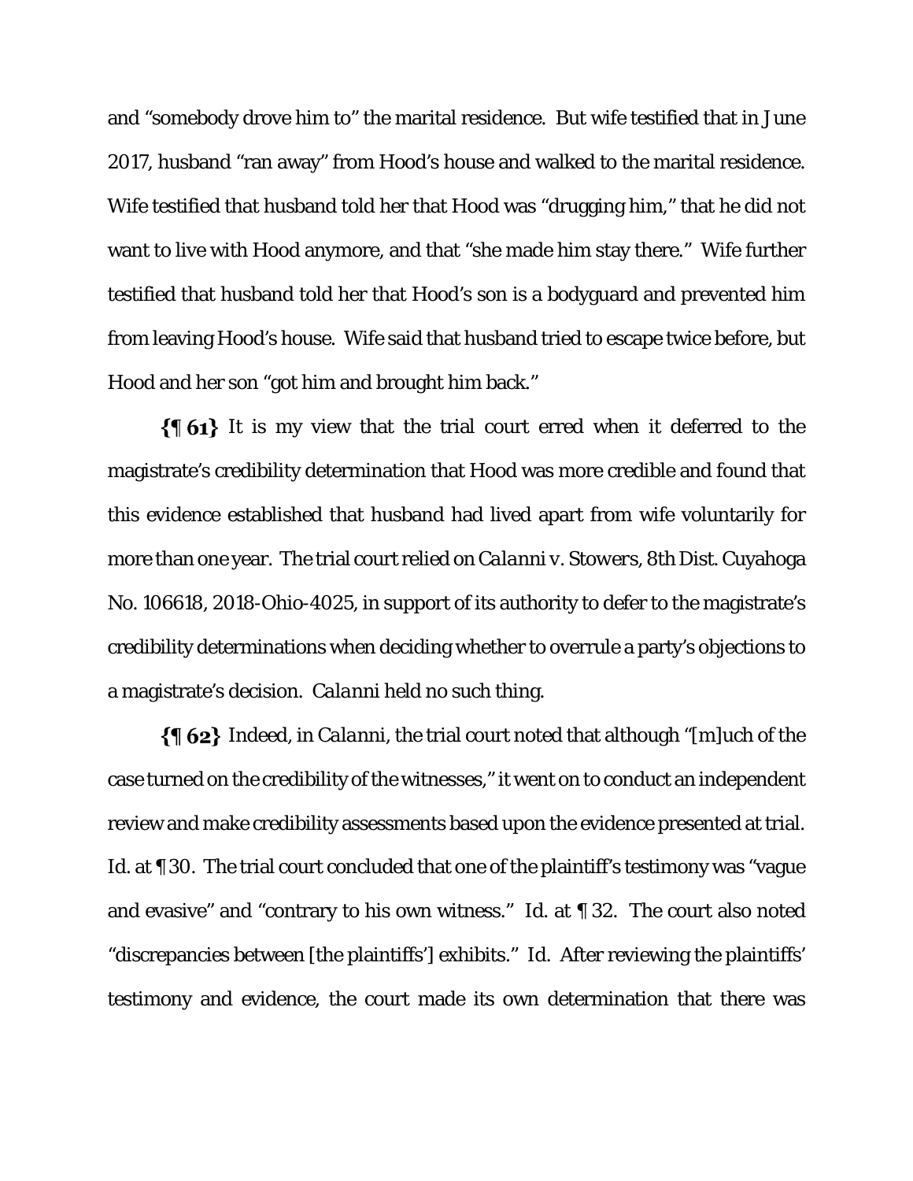and "somebody drove him to" the marital residence. But wife testified that in June 2017, husband "ran away" from Hood's house and walked to the marital residence. Wife testified that husband told her that Hood was "drugging him," that he did not want to live with Hood anymore, and that "she made him stay there." Wife further testified that husband told her that Hood's son is a bodyguard and prevented him from leaving Hood's house. Wife said that husband tried to escape twice before, but Hood and her son "got him and brought him back."

**{¶ 61}** It is my view that the trial court erred when it deferred to the magistrate's credibility determination that Hood was more credible and found that this evidence established that husband had lived apart from wife voluntarily for more than one year. The trial court relied on *Calanni v. Stowers*, 8th Dist. Cuyahoga No. 106618, 2018-Ohio-4025, in support of its authority to defer to the magistrate's credibility determinations when deciding whether to overrule a party's objections to a magistrate's decision. *Calanni* held no such thing.

**{¶ 62}** Indeed, in *Calanni*, the trial court noted that although "[m]uch of the case turned on the credibility of the witnesses," it went on to conduct an independent review and make credibility assessments based upon the evidence presented at trial. *Id.* at ¶ 30. The trial court concluded that one of the plaintiff's testimony was "vague and evasive" and "contrary to his own witness." *Id.* at ¶ 32. The court also noted "discrepancies between [the plaintiffs'] exhibits." *Id.* After reviewing the plaintiffs' testimony and evidence, the court made its own determination that there was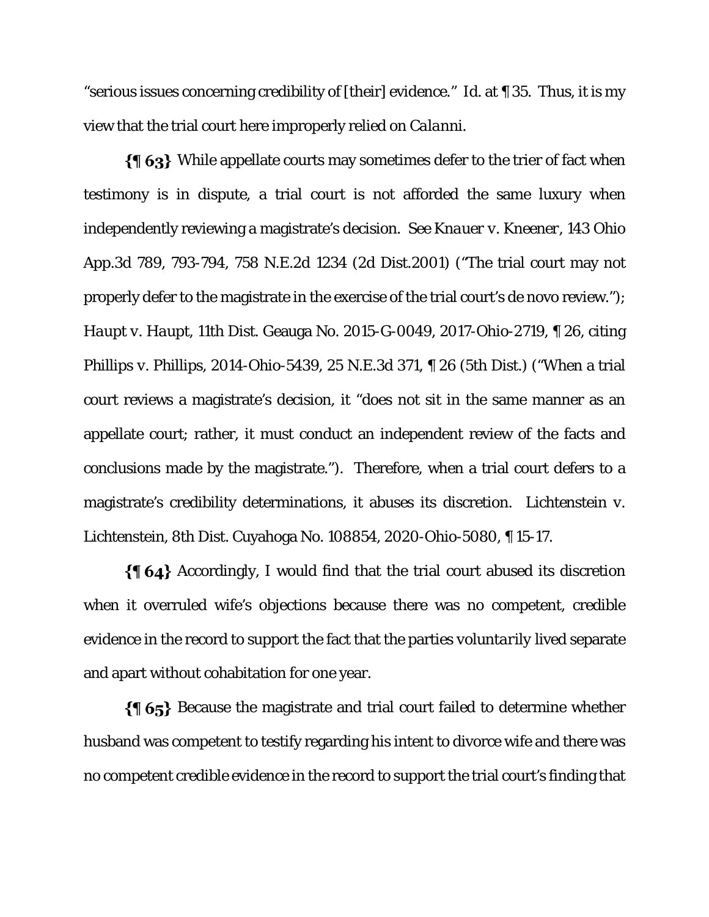"serious issues concerning credibility of [their] evidence." *Id.* at ¶ 35. Thus, it is my view that the trial court here improperly relied on *Calanni*.

**{¶ 63}** While appellate courts may sometimes defer to the trier of fact when testimony is in dispute, a trial court is not afforded the same luxury when independently reviewing a magistrate's decision. *See Knauer v. Kneener*, 143 Ohio App.3d 789, 793-794, 758 N.E.2d 1234 (2d Dist.2001) ("The trial court may not properly defer to the magistrate in the exercise of the trial court's de novo review."); *Haupt v. Haupt*, 11th Dist. Geauga No. 2015-G-0049, 2017-Ohio-2719, ¶ 26, citing Phillips v. Phillips, 2014-Ohio-5439, 25 N.E.3d 371, ¶ 26 (5th Dist.) ("When a trial court reviews a magistrate's decision, it "does not sit in the same manner as an appellate court; rather, it must conduct an independent review of the facts and conclusions made by the magistrate."). Therefore, when a trial court defers to a magistrate's credibility determinations, it abuses its discretion. Lichtenstein v. Lichtenstein, 8th Dist. Cuyahoga No. 108854, 2020-Ohio-5080, ¶ 15-17.

**{¶ 64}** Accordingly, I would find that the trial court abused its discretion when it overruled wife's objections because there was no competent, credible evidence in the record to support the fact that the parties *voluntarily* lived separate and apart without cohabitation for one year.

**{¶ 65}** Because the magistrate and trial court failed to determine whether husband was competent to testify regarding his intent to divorce wife and there was no competent credible evidence in the record to support the trial court's finding that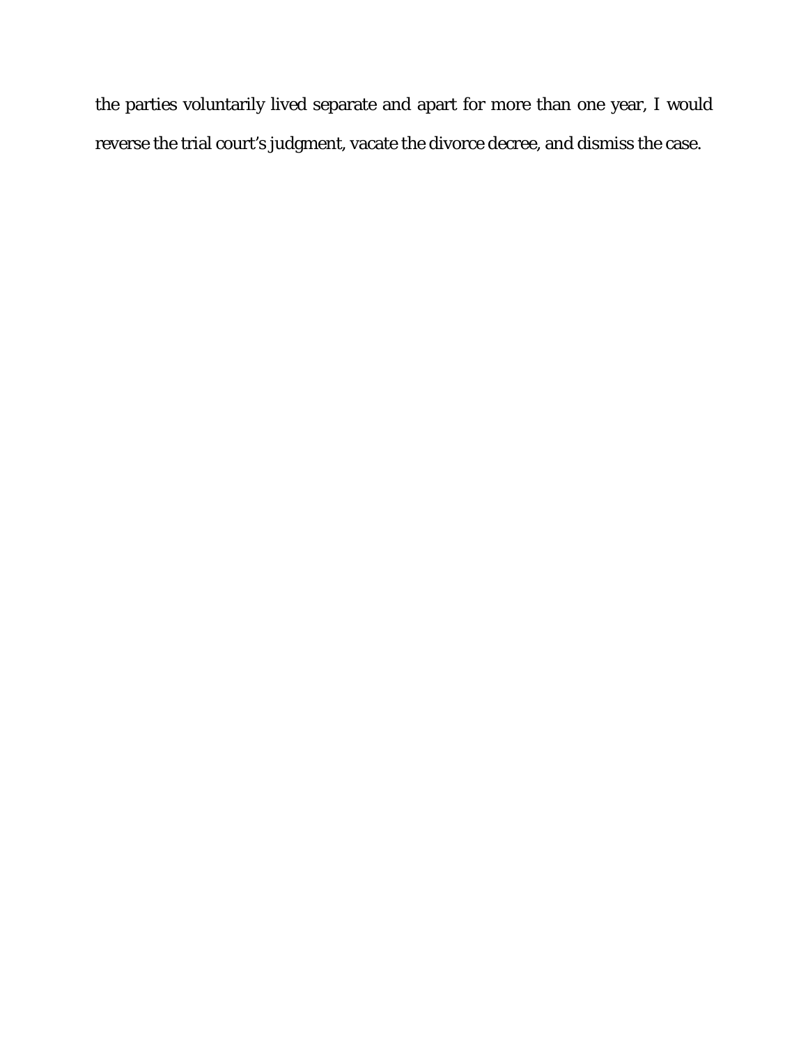the parties voluntarily lived separate and apart for more than one year, I would reverse the trial court's judgment, vacate the divorce decree, and dismiss the case.